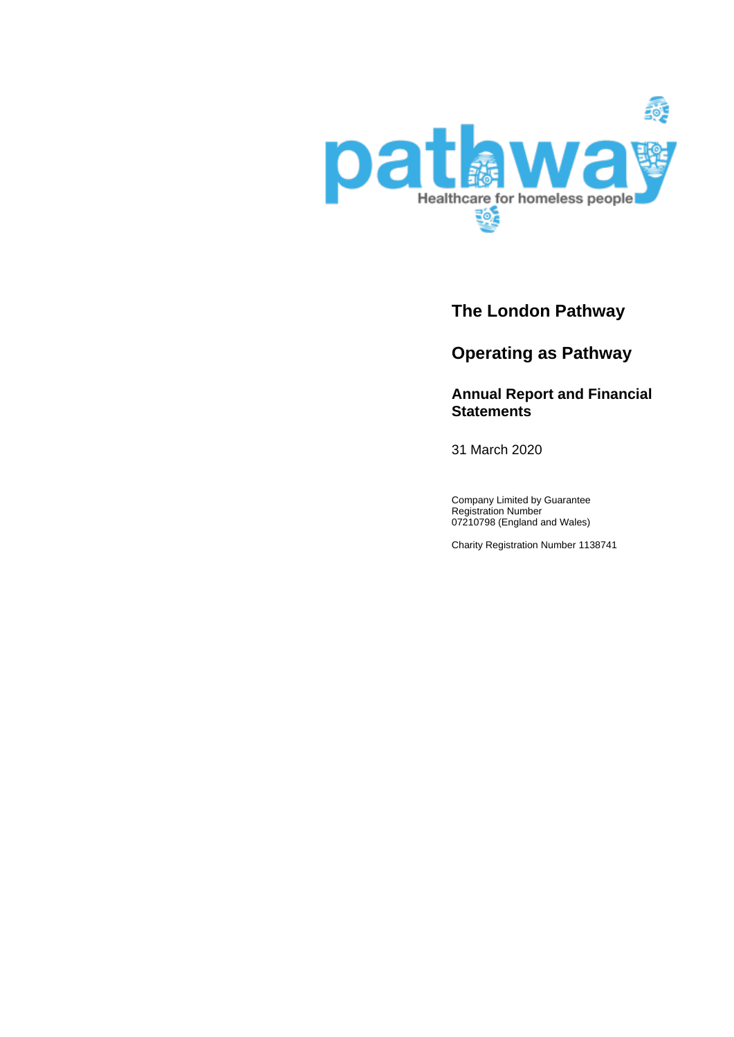pathway

Healthcare for homeless people

# The London Pathway

## Operating as Pathway

### Annual Report and Financial Statements

31 March 2020

Company Limited by Guarantee
Registration Number
07210798 (England and Wales)

Charity Registration Number 1138741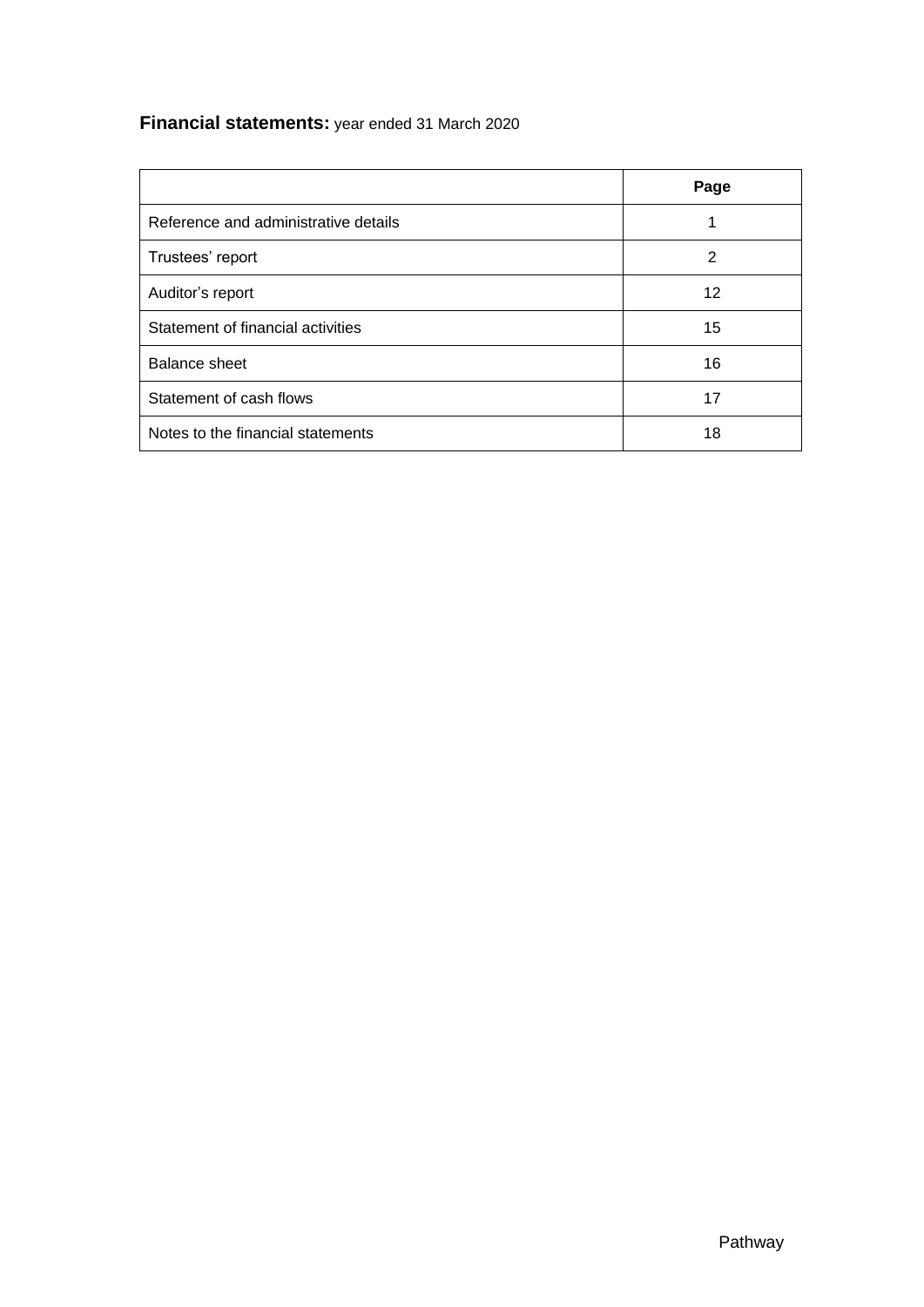**Financial statements:** year ended 31 March 2020

| | Page |
|---|---|
| Reference and administrative details | 1 |
| Trustees' report | 2 |
| Auditor's report | 12 |
| Statement of financial activities | 15 |
| Balance sheet | 16 |
| Statement of cash flows | 17 |
| Notes to the financial statements | 18 |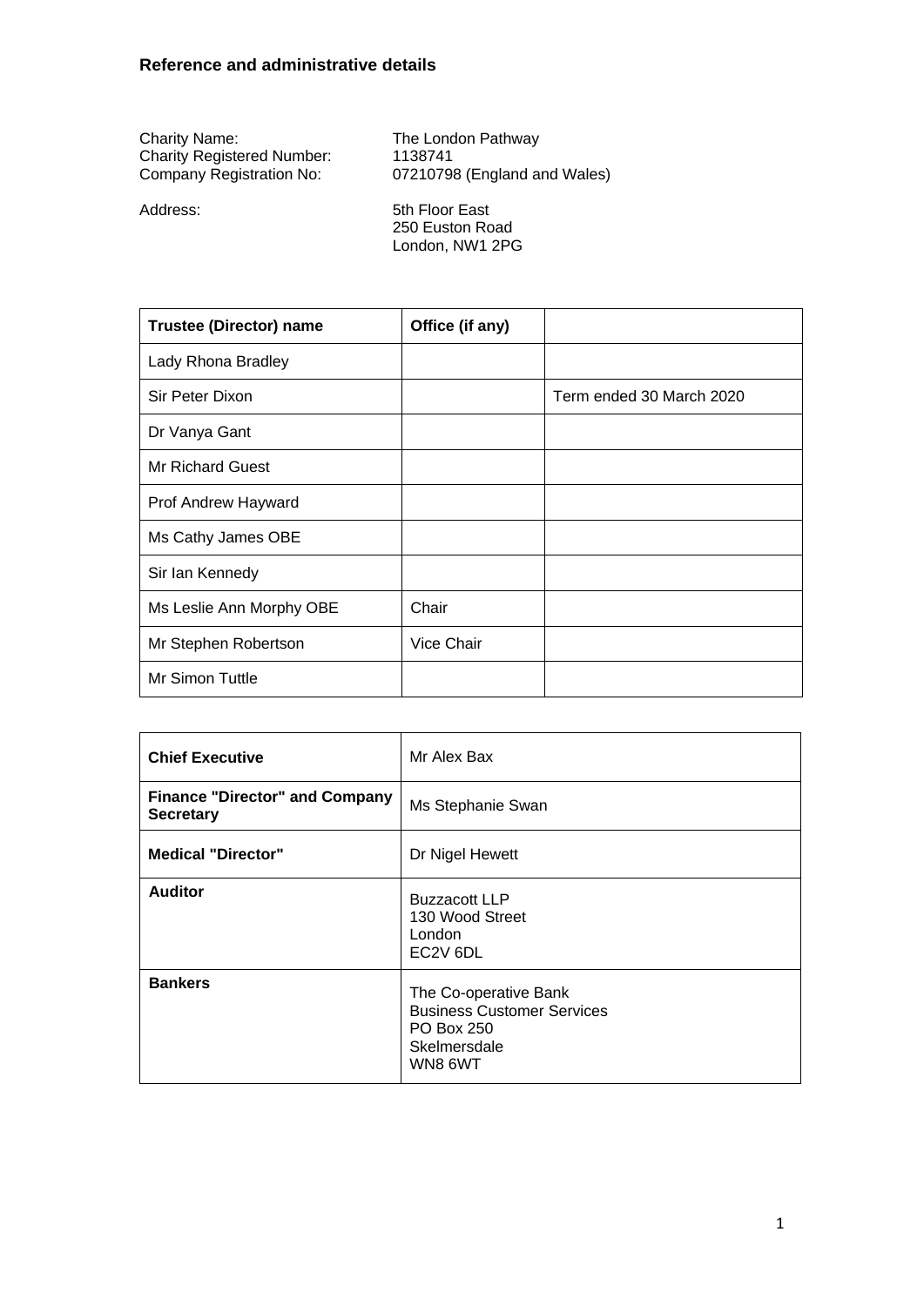## Reference and administrative details

Charity Name: The London Pathway
Charity Registered Number: 1138741
Company Registration No: 07210798 (England and Wales)

Address: 5th Floor East
250 Euston Road
London, NW1 2PG

| Trustee (Director) name | Office (if any) | |
|---|---|---|
| Lady Rhona Bradley | | |
| Sir Peter Dixon | | Term ended 30 March 2020 |
| Dr Vanya Gant | | |
| Mr Richard Guest | | |
| Prof Andrew Hayward | | |
| Ms Cathy James OBE | | |
| Sir Ian Kennedy | | |
| Ms Leslie Ann Morphy OBE | Chair | |
| Mr Stephen Robertson | Vice Chair | |
| Mr Simon Tuttle | | |

| | |
|---|---|
| **Chief Executive** | Mr Alex Bax |
| **Finance "Director" and Company Secretary** | Ms Stephanie Swan |
| **Medical "Director"** | Dr Nigel Hewett |
| **Auditor** | Buzzacott LLP<br>130 Wood Street<br>London<br>EC2V 6DL |
| **Bankers** | The Co-operative Bank<br>Business Customer Services<br>PO Box 250<br>Skelmersdale<br>WN8 6WT |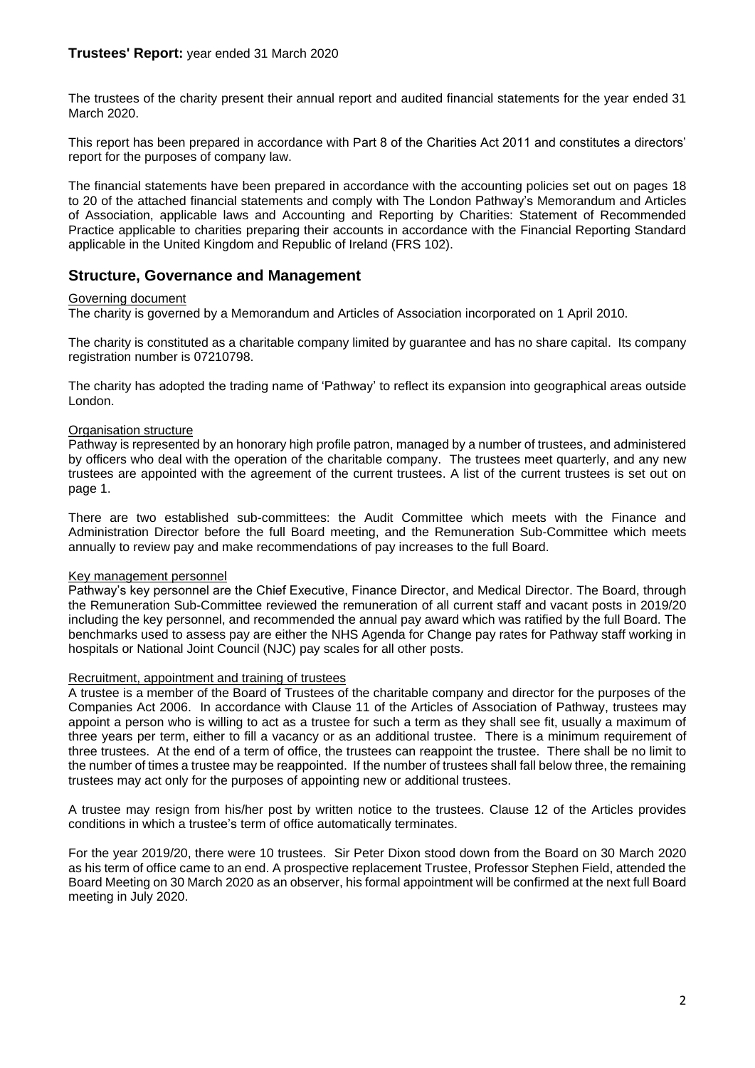**Trustees' Report:** year ended 31 March 2020

The trustees of the charity present their annual report and audited financial statements for the year ended 31 March 2020.

This report has been prepared in accordance with Part 8 of the Charities Act 2011 and constitutes a directors' report for the purposes of company law.

The financial statements have been prepared in accordance with the accounting policies set out on pages 18 to 20 of the attached financial statements and comply with The London Pathway's Memorandum and Articles of Association, applicable laws and Accounting and Reporting by Charities: Statement of Recommended Practice applicable to charities preparing their accounts in accordance with the Financial Reporting Standard applicable in the United Kingdom and Republic of Ireland (FRS 102).

## Structure, Governance and Management

Governing document

The charity is governed by a Memorandum and Articles of Association incorporated on 1 April 2010.

The charity is constituted as a charitable company limited by guarantee and has no share capital. Its company registration number is 07210798.

The charity has adopted the trading name of 'Pathway' to reflect its expansion into geographical areas outside London.

Organisation structure

Pathway is represented by an honorary high profile patron, managed by a number of trustees, and administered by officers who deal with the operation of the charitable company. The trustees meet quarterly, and any new trustees are appointed with the agreement of the current trustees. A list of the current trustees is set out on page 1.

There are two established sub-committees: the Audit Committee which meets with the Finance and Administration Director before the full Board meeting, and the Remuneration Sub-Committee which meets annually to review pay and make recommendations of pay increases to the full Board.

Key management personnel

Pathway's key personnel are the Chief Executive, Finance Director, and Medical Director. The Board, through the Remuneration Sub-Committee reviewed the remuneration of all current staff and vacant posts in 2019/20 including the key personnel, and recommended the annual pay award which was ratified by the full Board. The benchmarks used to assess pay are either the NHS Agenda for Change pay rates for Pathway staff working in hospitals or National Joint Council (NJC) pay scales for all other posts.

Recruitment, appointment and training of trustees

A trustee is a member of the Board of Trustees of the charitable company and director for the purposes of the Companies Act 2006. In accordance with Clause 11 of the Articles of Association of Pathway, trustees may appoint a person who is willing to act as a trustee for such a term as they shall see fit, usually a maximum of three years per term, either to fill a vacancy or as an additional trustee. There is a minimum requirement of three trustees. At the end of a term of office, the trustees can reappoint the trustee. There shall be no limit to the number of times a trustee may be reappointed. If the number of trustees shall fall below three, the remaining trustees may act only for the purposes of appointing new or additional trustees.

A trustee may resign from his/her post by written notice to the trustees. Clause 12 of the Articles provides conditions in which a trustee's term of office automatically terminates.

For the year 2019/20, there were 10 trustees. Sir Peter Dixon stood down from the Board on 30 March 2020 as his term of office came to an end. A prospective replacement Trustee, Professor Stephen Field, attended the Board Meeting on 30 March 2020 as an observer, his formal appointment will be confirmed at the next full Board meeting in July 2020.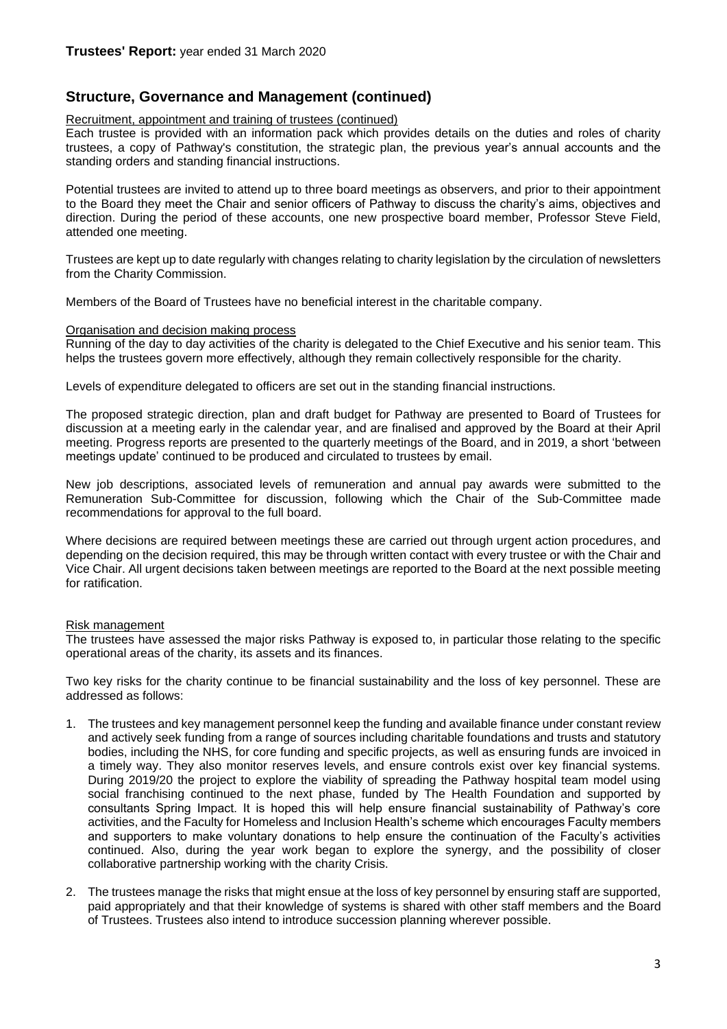**Trustees' Report:** year ended 31 March 2020

## Structure, Governance and Management (continued)

Recruitment, appointment and training of trustees (continued)

Each trustee is provided with an information pack which provides details on the duties and roles of charity trustees, a copy of Pathway's constitution, the strategic plan, the previous year's annual accounts and the standing orders and standing financial instructions.

Potential trustees are invited to attend up to three board meetings as observers, and prior to their appointment to the Board they meet the Chair and senior officers of Pathway to discuss the charity's aims, objectives and direction. During the period of these accounts, one new prospective board member, Professor Steve Field, attended one meeting.

Trustees are kept up to date regularly with changes relating to charity legislation by the circulation of newsletters from the Charity Commission.

Members of the Board of Trustees have no beneficial interest in the charitable company.

Organisation and decision making process

Running of the day to day activities of the charity is delegated to the Chief Executive and his senior team. This helps the trustees govern more effectively, although they remain collectively responsible for the charity.

Levels of expenditure delegated to officers are set out in the standing financial instructions.

The proposed strategic direction, plan and draft budget for Pathway are presented to Board of Trustees for discussion at a meeting early in the calendar year, and are finalised and approved by the Board at their April meeting. Progress reports are presented to the quarterly meetings of the Board, and in 2019, a short 'between meetings update' continued to be produced and circulated to trustees by email.

New job descriptions, associated levels of remuneration and annual pay awards were submitted to the Remuneration Sub-Committee for discussion, following which the Chair of the Sub-Committee made recommendations for approval to the full board.

Where decisions are required between meetings these are carried out through urgent action procedures, and depending on the decision required, this may be through written contact with every trustee or with the Chair and Vice Chair. All urgent decisions taken between meetings are reported to the Board at the next possible meeting for ratification.

Risk management

The trustees have assessed the major risks Pathway is exposed to, in particular those relating to the specific operational areas of the charity, its assets and its finances.

Two key risks for the charity continue to be financial sustainability and the loss of key personnel. These are addressed as follows:

1. The trustees and key management personnel keep the funding and available finance under constant review and actively seek funding from a range of sources including charitable foundations and trusts and statutory bodies, including the NHS, for core funding and specific projects, as well as ensuring funds are invoiced in a timely way. They also monitor reserves levels, and ensure controls exist over key financial systems. During 2019/20 the project to explore the viability of spreading the Pathway hospital team model using social franchising continued to the next phase, funded by The Health Foundation and supported by consultants Spring Impact. It is hoped this will help ensure financial sustainability of Pathway's core activities, and the Faculty for Homeless and Inclusion Health's scheme which encourages Faculty members and supporters to make voluntary donations to help ensure the continuation of the Faculty's activities continued. Also, during the year work began to explore the synergy, and the possibility of closer collaborative partnership working with the charity Crisis.

2. The trustees manage the risks that might ensue at the loss of key personnel by ensuring staff are supported, paid appropriately and that their knowledge of systems is shared with other staff members and the Board of Trustees. Trustees also intend to introduce succession planning wherever possible.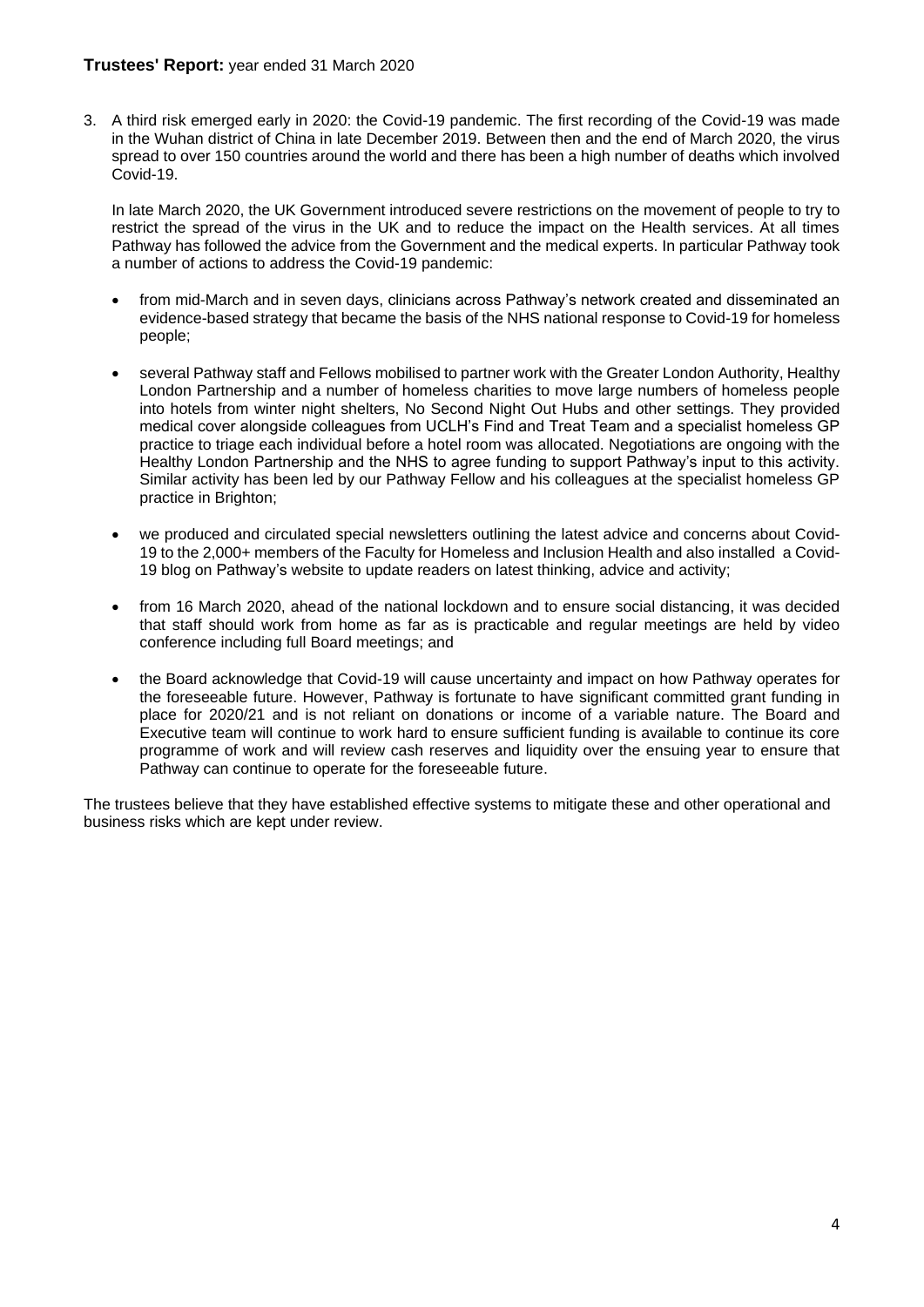3. A third risk emerged early in 2020: the Covid-19 pandemic. The first recording of the Covid-19 was made in the Wuhan district of China in late December 2019. Between then and the end of March 2020, the virus spread to over 150 countries around the world and there has been a high number of deaths which involved Covid-19.

   In late March 2020, the UK Government introduced severe restrictions on the movement of people to try to restrict the spread of the virus in the UK and to reduce the impact on the Health services. At all times Pathway has followed the advice from the Government and the medical experts. In particular Pathway took a number of actions to address the Covid-19 pandemic:

   - from mid-March and in seven days, clinicians across Pathway's network created and disseminated an evidence-based strategy that became the basis of the NHS national response to Covid-19 for homeless people;

   - several Pathway staff and Fellows mobilised to partner work with the Greater London Authority, Healthy London Partnership and a number of homeless charities to move large numbers of homeless people into hotels from winter night shelters, No Second Night Out Hubs and other settings. They provided medical cover alongside colleagues from UCLH's Find and Treat Team and a specialist homeless GP practice to triage each individual before a hotel room was allocated. Negotiations are ongoing with the Healthy London Partnership and the NHS to agree funding to support Pathway's input to this activity. Similar activity has been led by our Pathway Fellow and his colleagues at the specialist homeless GP practice in Brighton;

   - we produced and circulated special newsletters outlining the latest advice and concerns about Covid-19 to the 2,000+ members of the Faculty for Homeless and Inclusion Health and also installed a Covid-19 blog on Pathway's website to update readers on latest thinking, advice and activity;

   - from 16 March 2020, ahead of the national lockdown and to ensure social distancing, it was decided that staff should work from home as far as is practicable and regular meetings are held by video conference including full Board meetings; and

   - the Board acknowledge that Covid-19 will cause uncertainty and impact on how Pathway operates for the foreseeable future. However, Pathway is fortunate to have significant committed grant funding in place for 2020/21 and is not reliant on donations or income of a variable nature. The Board and Executive team will continue to work hard to ensure sufficient funding is available to continue its core programme of work and will review cash reserves and liquidity over the ensuing year to ensure that Pathway can continue to operate for the foreseeable future.

The trustees believe that they have established effective systems to mitigate these and other operational and business risks which are kept under review.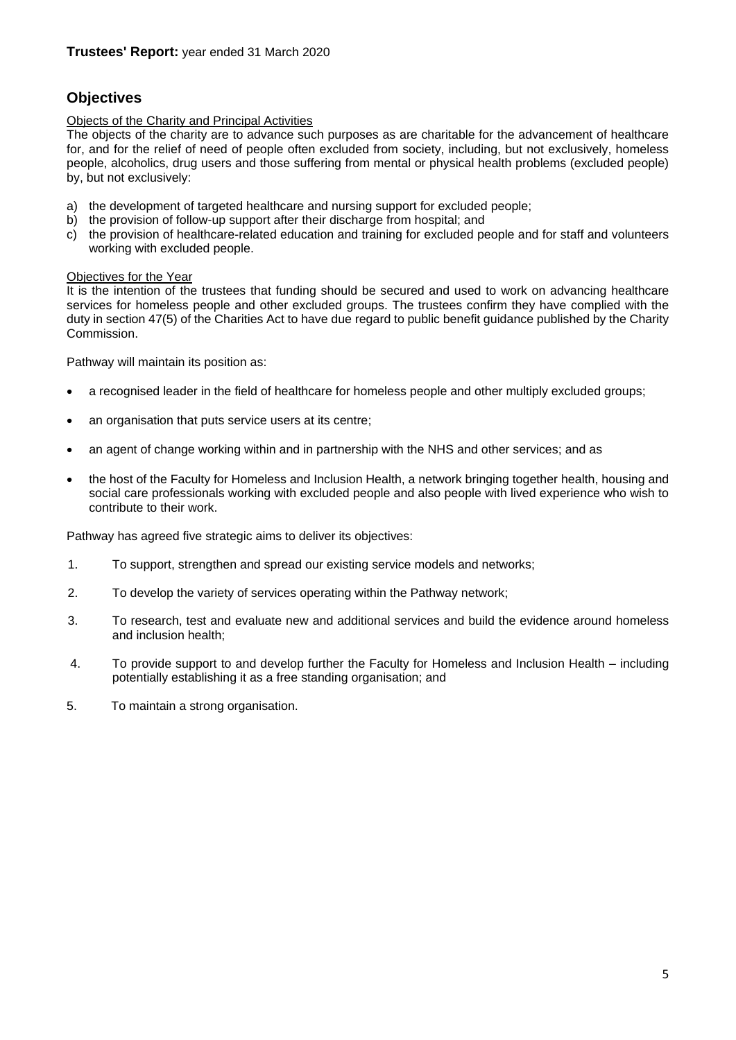**Trustees' Report:** year ended 31 March 2020

## Objectives

Objects of the Charity and Principal Activities

The objects of the charity are to advance such purposes as are charitable for the advancement of healthcare for, and for the relief of need of people often excluded from society, including, but not exclusively, homeless people, alcoholics, drug users and those suffering from mental or physical health problems (excluded people) by, but not exclusively:

a) the development of targeted healthcare and nursing support for excluded people;
b) the provision of follow-up support after their discharge from hospital; and
c) the provision of healthcare-related education and training for excluded people and for staff and volunteers working with excluded people.

Objectives for the Year

It is the intention of the trustees that funding should be secured and used to work on advancing healthcare services for homeless people and other excluded groups. The trustees confirm they have complied with the duty in section 47(5) of the Charities Act to have due regard to public benefit guidance published by the Charity Commission.

Pathway will maintain its position as:

- a recognised leader in the field of healthcare for homeless people and other multiply excluded groups;
- an organisation that puts service users at its centre;
- an agent of change working within and in partnership with the NHS and other services; and as
- the host of the Faculty for Homeless and Inclusion Health, a network bringing together health, housing and social care professionals working with excluded people and also people with lived experience who wish to contribute to their work.

Pathway has agreed five strategic aims to deliver its objectives:

1. To support, strengthen and spread our existing service models and networks;
2. To develop the variety of services operating within the Pathway network;
3. To research, test and evaluate new and additional services and build the evidence around homeless and inclusion health;
4. To provide support to and develop further the Faculty for Homeless and Inclusion Health – including potentially establishing it as a free standing organisation; and
5. To maintain a strong organisation.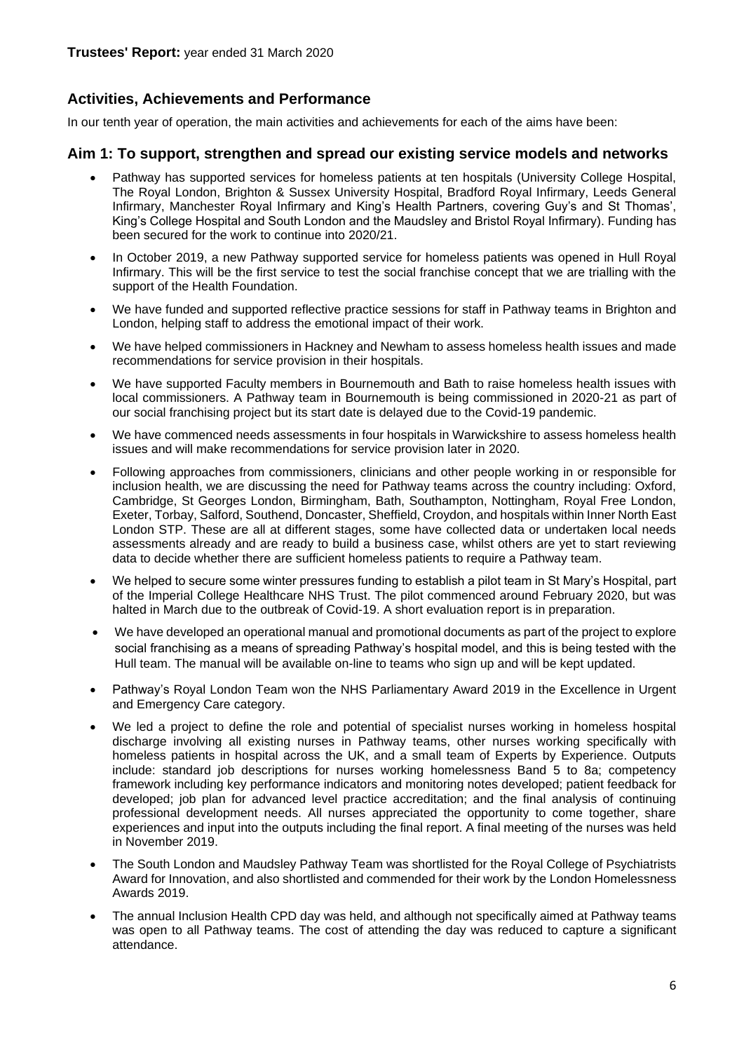**Trustees' Report:** year ended 31 March 2020

## Activities, Achievements and Performance

In our tenth year of operation, the main activities and achievements for each of the aims have been:

## Aim 1: To support, strengthen and spread our existing service models and networks

- Pathway has supported services for homeless patients at ten hospitals (University College Hospital, The Royal London, Brighton & Sussex University Hospital, Bradford Royal Infirmary, Leeds General Infirmary, Manchester Royal Infirmary and King's Health Partners, covering Guy's and St Thomas', King's College Hospital and South London and the Maudsley and Bristol Royal Infirmary). Funding has been secured for the work to continue into 2020/21.
- In October 2019, a new Pathway supported service for homeless patients was opened in Hull Royal Infirmary. This will be the first service to test the social franchise concept that we are trialling with the support of the Health Foundation.
- We have funded and supported reflective practice sessions for staff in Pathway teams in Brighton and London, helping staff to address the emotional impact of their work.
- We have helped commissioners in Hackney and Newham to assess homeless health issues and made recommendations for service provision in their hospitals.
- We have supported Faculty members in Bournemouth and Bath to raise homeless health issues with local commissioners. A Pathway team in Bournemouth is being commissioned in 2020-21 as part of our social franchising project but its start date is delayed due to the Covid-19 pandemic.
- We have commenced needs assessments in four hospitals in Warwickshire to assess homeless health issues and will make recommendations for service provision later in 2020.
- Following approaches from commissioners, clinicians and other people working in or responsible for inclusion health, we are discussing the need for Pathway teams across the country including: Oxford, Cambridge, St Georges London, Birmingham, Bath, Southampton, Nottingham, Royal Free London, Exeter, Torbay, Salford, Southend, Doncaster, Sheffield, Croydon, and hospitals within Inner North East London STP. These are all at different stages, some have collected data or undertaken local needs assessments already and are ready to build a business case, whilst others are yet to start reviewing data to decide whether there are sufficient homeless patients to require a Pathway team.
- We helped to secure some winter pressures funding to establish a pilot team in St Mary's Hospital, part of the Imperial College Healthcare NHS Trust. The pilot commenced around February 2020, but was halted in March due to the outbreak of Covid-19. A short evaluation report is in preparation.
- We have developed an operational manual and promotional documents as part of the project to explore social franchising as a means of spreading Pathway's hospital model, and this is being tested with the Hull team. The manual will be available on-line to teams who sign up and will be kept updated.
- Pathway's Royal London Team won the NHS Parliamentary Award 2019 in the Excellence in Urgent and Emergency Care category.
- We led a project to define the role and potential of specialist nurses working in homeless hospital discharge involving all existing nurses in Pathway teams, other nurses working specifically with homeless patients in hospital across the UK, and a small team of Experts by Experience. Outputs include: standard job descriptions for nurses working homelessness Band 5 to 8a; competency framework including key performance indicators and monitoring notes developed; patient feedback for developed; job plan for advanced level practice accreditation; and the final analysis of continuing professional development needs. All nurses appreciated the opportunity to come together, share experiences and input into the outputs including the final report. A final meeting of the nurses was held in November 2019.
- The South London and Maudsley Pathway Team was shortlisted for the Royal College of Psychiatrists Award for Innovation, and also shortlisted and commended for their work by the London Homelessness Awards 2019.
- The annual Inclusion Health CPD day was held, and although not specifically aimed at Pathway teams was open to all Pathway teams. The cost of attending the day was reduced to capture a significant attendance.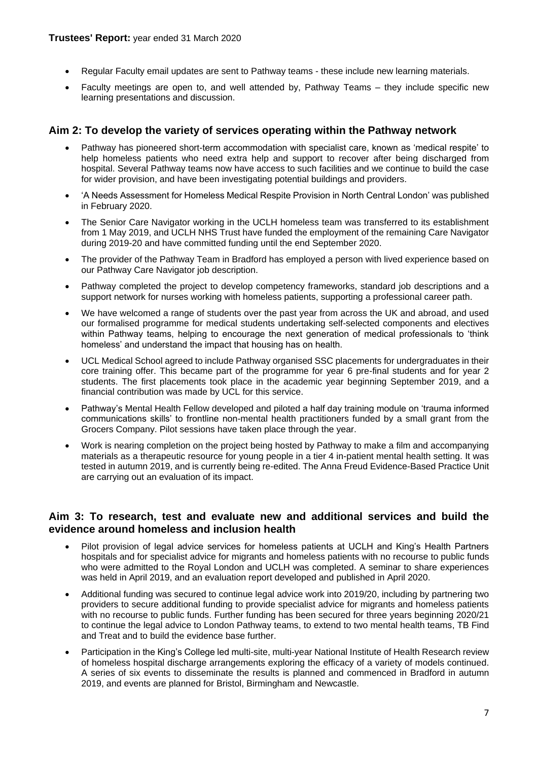- Regular Faculty email updates are sent to Pathway teams - these include new learning materials.
- Faculty meetings are open to, and well attended by, Pathway Teams – they include specific new learning presentations and discussion.

## Aim 2: To develop the variety of services operating within the Pathway network

- Pathway has pioneered short-term accommodation with specialist care, known as 'medical respite' to help homeless patients who need extra help and support to recover after being discharged from hospital. Several Pathway teams now have access to such facilities and we continue to build the case for wider provision, and have been investigating potential buildings and providers.
- 'A Needs Assessment for Homeless Medical Respite Provision in North Central London' was published in February 2020.
- The Senior Care Navigator working in the UCLH homeless team was transferred to its establishment from 1 May 2019, and UCLH NHS Trust have funded the employment of the remaining Care Navigator during 2019-20 and have committed funding until the end September 2020.
- The provider of the Pathway Team in Bradford has employed a person with lived experience based on our Pathway Care Navigator job description.
- Pathway completed the project to develop competency frameworks, standard job descriptions and a support network for nurses working with homeless patients, supporting a professional career path.
- We have welcomed a range of students over the past year from across the UK and abroad, and used our formalised programme for medical students undertaking self-selected components and electives within Pathway teams, helping to encourage the next generation of medical professionals to 'think homeless' and understand the impact that housing has on health.
- UCL Medical School agreed to include Pathway organised SSC placements for undergraduates in their core training offer. This became part of the programme for year 6 pre-final students and for year 2 students. The first placements took place in the academic year beginning September 2019, and a financial contribution was made by UCL for this service.
- Pathway's Mental Health Fellow developed and piloted a half day training module on 'trauma informed communications skills' to frontline non-mental health practitioners funded by a small grant from the Grocers Company. Pilot sessions have taken place through the year.
- Work is nearing completion on the project being hosted by Pathway to make a film and accompanying materials as a therapeutic resource for young people in a tier 4 in-patient mental health setting. It was tested in autumn 2019, and is currently being re-edited. The Anna Freud Evidence-Based Practice Unit are carrying out an evaluation of its impact.

## Aim 3: To research, test and evaluate new and additional services and build the evidence around homeless and inclusion health

- Pilot provision of legal advice services for homeless patients at UCLH and King's Health Partners hospitals and for specialist advice for migrants and homeless patients with no recourse to public funds who were admitted to the Royal London and UCLH was completed. A seminar to share experiences was held in April 2019, and an evaluation report developed and published in April 2020.
- Additional funding was secured to continue legal advice work into 2019/20, including by partnering two providers to secure additional funding to provide specialist advice for migrants and homeless patients with no recourse to public funds. Further funding has been secured for three years beginning 2020/21 to continue the legal advice to London Pathway teams, to extend to two mental health teams, TB Find and Treat and to build the evidence base further.
- Participation in the King's College led multi-site, multi-year National Institute of Health Research review of homeless hospital discharge arrangements exploring the efficacy of a variety of models continued. A series of six events to disseminate the results is planned and commenced in Bradford in autumn 2019, and events are planned for Bristol, Birmingham and Newcastle.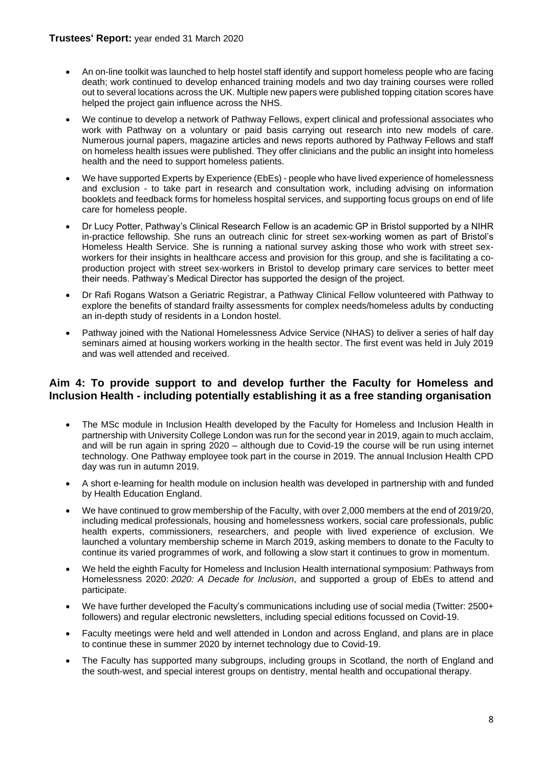- An on-line toolkit was launched to help hostel staff identify and support homeless people who are facing death; work continued to develop enhanced training models and two day training courses were rolled out to several locations across the UK. Multiple new papers were published topping citation scores have helped the project gain influence across the NHS.
- We continue to develop a network of Pathway Fellows, expert clinical and professional associates who work with Pathway on a voluntary or paid basis carrying out research into new models of care. Numerous journal papers, magazine articles and news reports authored by Pathway Fellows and staff on homeless health issues were published. They offer clinicians and the public an insight into homeless health and the need to support homeless patients.
- We have supported Experts by Experience (EbEs) - people who have lived experience of homelessness and exclusion - to take part in research and consultation work, including advising on information booklets and feedback forms for homeless hospital services, and supporting focus groups on end of life care for homeless people.
- Dr Lucy Potter, Pathway's Clinical Research Fellow is an academic GP in Bristol supported by a NIHR in-practice fellowship. She runs an outreach clinic for street sex-working women as part of Bristol's Homeless Health Service. She is running a national survey asking those who work with street sex-workers for their insights in healthcare access and provision for this group, and she is facilitating a co-production project with street sex-workers in Bristol to develop primary care services to better meet their needs. Pathway's Medical Director has supported the design of the project.
- Dr Rafi Rogans Watson a Geriatric Registrar, a Pathway Clinical Fellow volunteered with Pathway to explore the benefits of standard frailty assessments for complex needs/homeless adults by conducting an in-depth study of residents in a London hostel.
- Pathway joined with the National Homelessness Advice Service (NHAS) to deliver a series of half day seminars aimed at housing workers working in the health sector. The first event was held in July 2019 and was well attended and received.

## Aim 4: To provide support to and develop further the Faculty for Homeless and Inclusion Health - including potentially establishing it as a free standing organisation

- The MSc module in Inclusion Health developed by the Faculty for Homeless and Inclusion Health in partnership with University College London was run for the second year in 2019, again to much acclaim, and will be run again in spring 2020 – although due to Covid-19 the course will be run using internet technology. One Pathway employee took part in the course in 2019. The annual Inclusion Health CPD day was run in autumn 2019.
- A short e-learning for health module on inclusion health was developed in partnership with and funded by Health Education England.
- We have continued to grow membership of the Faculty, with over 2,000 members at the end of 2019/20, including medical professionals, housing and homelessness workers, social care professionals, public health experts, commissioners, researchers, and people with lived experience of exclusion. We launched a voluntary membership scheme in March 2019, asking members to donate to the Faculty to continue its varied programmes of work, and following a slow start it continues to grow in momentum.
- We held the eighth Faculty for Homeless and Inclusion Health international symposium: Pathways from Homelessness 2020: *2020: A Decade for Inclusion*, and supported a group of EbEs to attend and participate.
- We have further developed the Faculty's communications including use of social media (Twitter: 2500+ followers) and regular electronic newsletters, including special editions focussed on Covid-19.
- Faculty meetings were held and well attended in London and across England, and plans are in place to continue these in summer 2020 by internet technology due to Covid-19.
- The Faculty has supported many subgroups, including groups in Scotland, the north of England and the south-west, and special interest groups on dentistry, mental health and occupational therapy.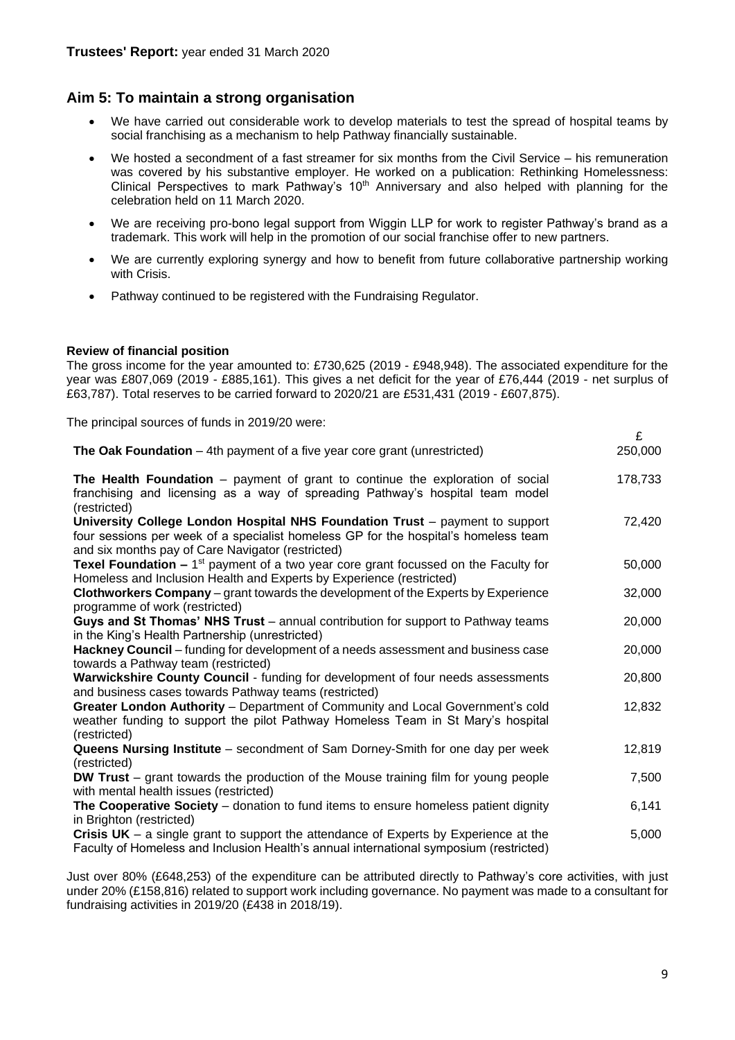## Aim 5: To maintain a strong organisation

- We have carried out considerable work to develop materials to test the spread of hospital teams by social franchising as a mechanism to help Pathway financially sustainable.
- We hosted a secondment of a fast streamer for six months from the Civil Service – his remuneration was covered by his substantive employer. He worked on a publication: Rethinking Homelessness: Clinical Perspectives to mark Pathway's 10th Anniversary and also helped with planning for the celebration held on 11 March 2020.
- We are receiving pro-bono legal support from Wiggin LLP for work to register Pathway's brand as a trademark. This work will help in the promotion of our social franchise offer to new partners.
- We are currently exploring synergy and how to benefit from future collaborative partnership working with Crisis.
- Pathway continued to be registered with the Fundraising Regulator.

**Review of financial position**

The gross income for the year amounted to: £730,625 (2019 - £948,948). The associated expenditure for the year was £807,069 (2019 - £885,161). This gives a net deficit for the year of £76,444 (2019 - net surplus of £63,787). Total reserves to be carried forward to 2020/21 are £531,431 (2019 - £607,875).

The principal sources of funds in 2019/20 were:

| | £ |
|---|---|
| **The Oak Foundation** – 4th payment of a five year core grant (unrestricted) | 250,000 |
| **The Health Foundation** – payment of grant to continue the exploration of social franchising and licensing as a way of spreading Pathway's hospital team model (restricted) | 178,733 |
| **University College London Hospital NHS Foundation Trust** – payment to support four sessions per week of a specialist homeless GP for the hospital's homeless team and six months pay of Care Navigator (restricted) | 72,420 |
| **Texel Foundation –** 1st payment of a two year core grant focussed on the Faculty for Homeless and Inclusion Health and Experts by Experience (restricted) | 50,000 |
| **Clothworkers Company** – grant towards the development of the Experts by Experience programme of work (restricted) | 32,000 |
| **Guys and St Thomas' NHS Trust** – annual contribution for support to Pathway teams in the King's Health Partnership (unrestricted) | 20,000 |
| **Hackney Council** – funding for development of a needs assessment and business case towards a Pathway team (restricted) | 20,000 |
| **Warwickshire County Council** - funding for development of four needs assessments and business cases towards Pathway teams (restricted) | 20,800 |
| **Greater London Authority** – Department of Community and Local Government's cold weather funding to support the pilot Pathway Homeless Team in St Mary's hospital (restricted) | 12,832 |
| **Queens Nursing Institute** – secondment of Sam Dorney-Smith for one day per week (restricted) | 12,819 |
| **DW Trust** – grant towards the production of the Mouse training film for young people with mental health issues (restricted) | 7,500 |
| **The Cooperative Society** – donation to fund items to ensure homeless patient dignity in Brighton (restricted) | 6,141 |
| **Crisis UK** – a single grant to support the attendance of Experts by Experience at the Faculty of Homeless and Inclusion Health's annual international symposium (restricted) | 5,000 |

Just over 80% (£648,253) of the expenditure can be attributed directly to Pathway's core activities, with just under 20% (£158,816) related to support work including governance. No payment was made to a consultant for fundraising activities in 2019/20 (£438 in 2018/19).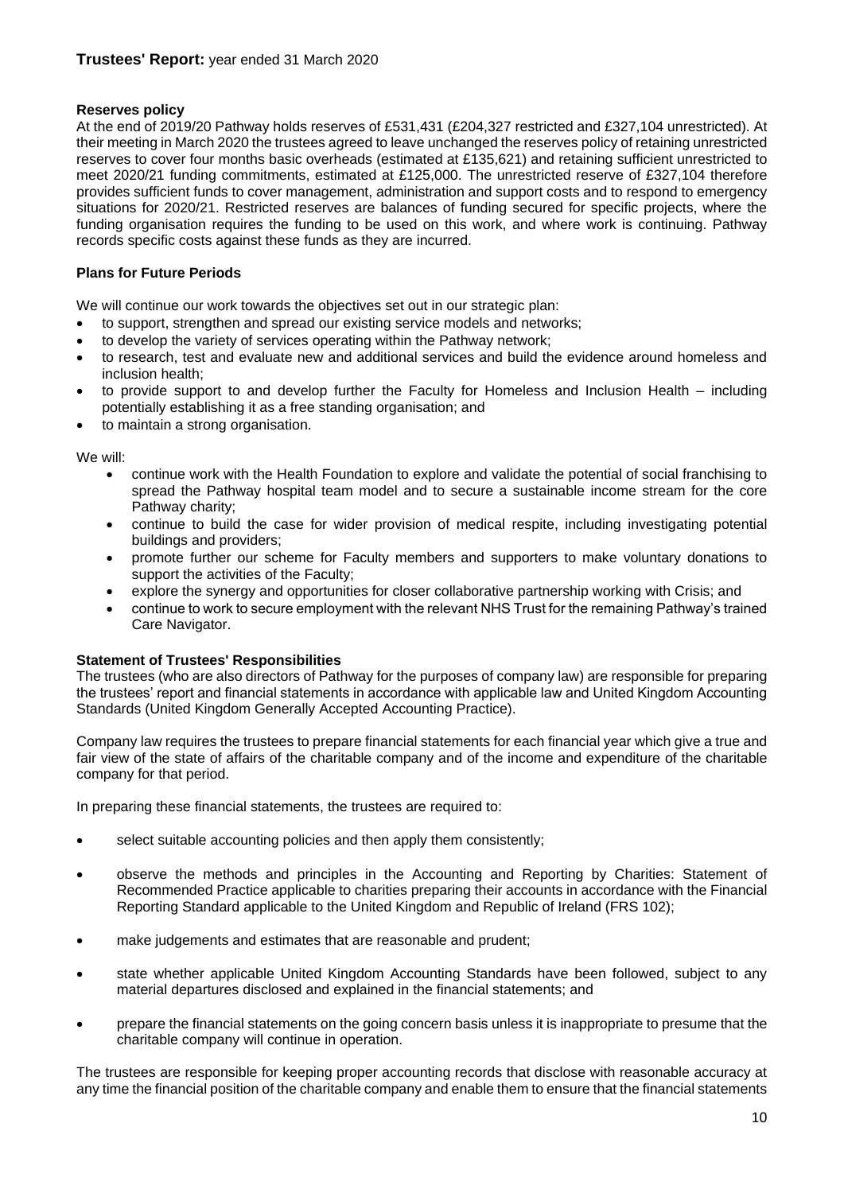## Reserves policy

At the end of 2019/20 Pathway holds reserves of £531,431 (£204,327 restricted and £327,104 unrestricted). At their meeting in March 2020 the trustees agreed to leave unchanged the reserves policy of retaining unrestricted reserves to cover four months basic overheads (estimated at £135,621) and retaining sufficient unrestricted to meet 2020/21 funding commitments, estimated at £125,000. The unrestricted reserve of £327,104 therefore provides sufficient funds to cover management, administration and support costs and to respond to emergency situations for 2020/21. Restricted reserves are balances of funding secured for specific projects, where the funding organisation requires the funding to be used on this work, and where work is continuing. Pathway records specific costs against these funds as they are incurred.

## Plans for Future Periods

We will continue our work towards the objectives set out in our strategic plan:

- to support, strengthen and spread our existing service models and networks;
- to develop the variety of services operating within the Pathway network;
- to research, test and evaluate new and additional services and build the evidence around homeless and inclusion health;
- to provide support to and develop further the Faculty for Homeless and Inclusion Health – including potentially establishing it as a free standing organisation; and
- to maintain a strong organisation.

We will:

- continue work with the Health Foundation to explore and validate the potential of social franchising to spread the Pathway hospital team model and to secure a sustainable income stream for the core Pathway charity;
- continue to build the case for wider provision of medical respite, including investigating potential buildings and providers;
- promote further our scheme for Faculty members and supporters to make voluntary donations to support the activities of the Faculty;
- explore the synergy and opportunities for closer collaborative partnership working with Crisis; and
- continue to work to secure employment with the relevant NHS Trust for the remaining Pathway's trained Care Navigator.

## Statement of Trustees' Responsibilities

The trustees (who are also directors of Pathway for the purposes of company law) are responsible for preparing the trustees' report and financial statements in accordance with applicable law and United Kingdom Accounting Standards (United Kingdom Generally Accepted Accounting Practice).

Company law requires the trustees to prepare financial statements for each financial year which give a true and fair view of the state of affairs of the charitable company and of the income and expenditure of the charitable company for that period.

In preparing these financial statements, the trustees are required to:

- select suitable accounting policies and then apply them consistently;
- observe the methods and principles in the Accounting and Reporting by Charities: Statement of Recommended Practice applicable to charities preparing their accounts in accordance with the Financial Reporting Standard applicable to the United Kingdom and Republic of Ireland (FRS 102);
- make judgements and estimates that are reasonable and prudent;
- state whether applicable United Kingdom Accounting Standards have been followed, subject to any material departures disclosed and explained in the financial statements; and
- prepare the financial statements on the going concern basis unless it is inappropriate to presume that the charitable company will continue in operation.

The trustees are responsible for keeping proper accounting records that disclose with reasonable accuracy at any time the financial position of the charitable company and enable them to ensure that the financial statements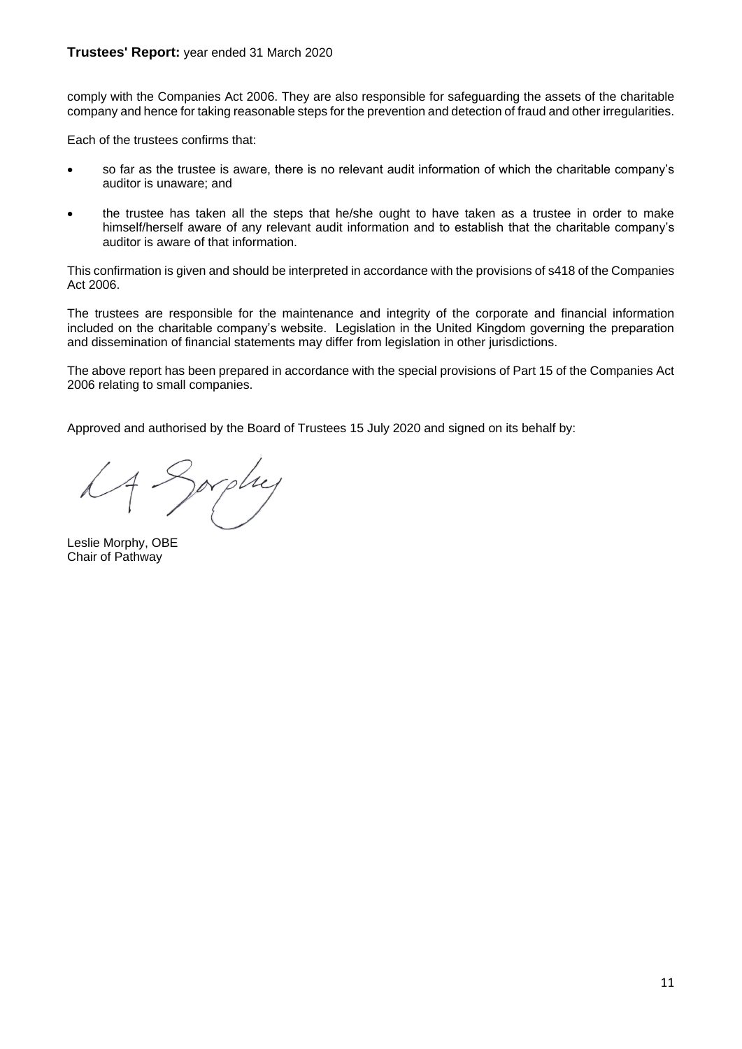comply with the Companies Act 2006. They are also responsible for safeguarding the assets of the charitable company and hence for taking reasonable steps for the prevention and detection of fraud and other irregularities.

Each of the trustees confirms that:

- so far as the trustee is aware, there is no relevant audit information of which the charitable company's auditor is unaware; and
- the trustee has taken all the steps that he/she ought to have taken as a trustee in order to make himself/herself aware of any relevant audit information and to establish that the charitable company's auditor is aware of that information.

This confirmation is given and should be interpreted in accordance with the provisions of s418 of the Companies Act 2006.

The trustees are responsible for the maintenance and integrity of the corporate and financial information included on the charitable company's website. Legislation in the United Kingdom governing the preparation and dissemination of financial statements may differ from legislation in other jurisdictions.

The above report has been prepared in accordance with the special provisions of Part 15 of the Companies Act 2006 relating to small companies.

Approved and authorised by the Board of Trustees 15 July 2020 and signed on its behalf by:

Leslie Morphy, OBE
Chair of Pathway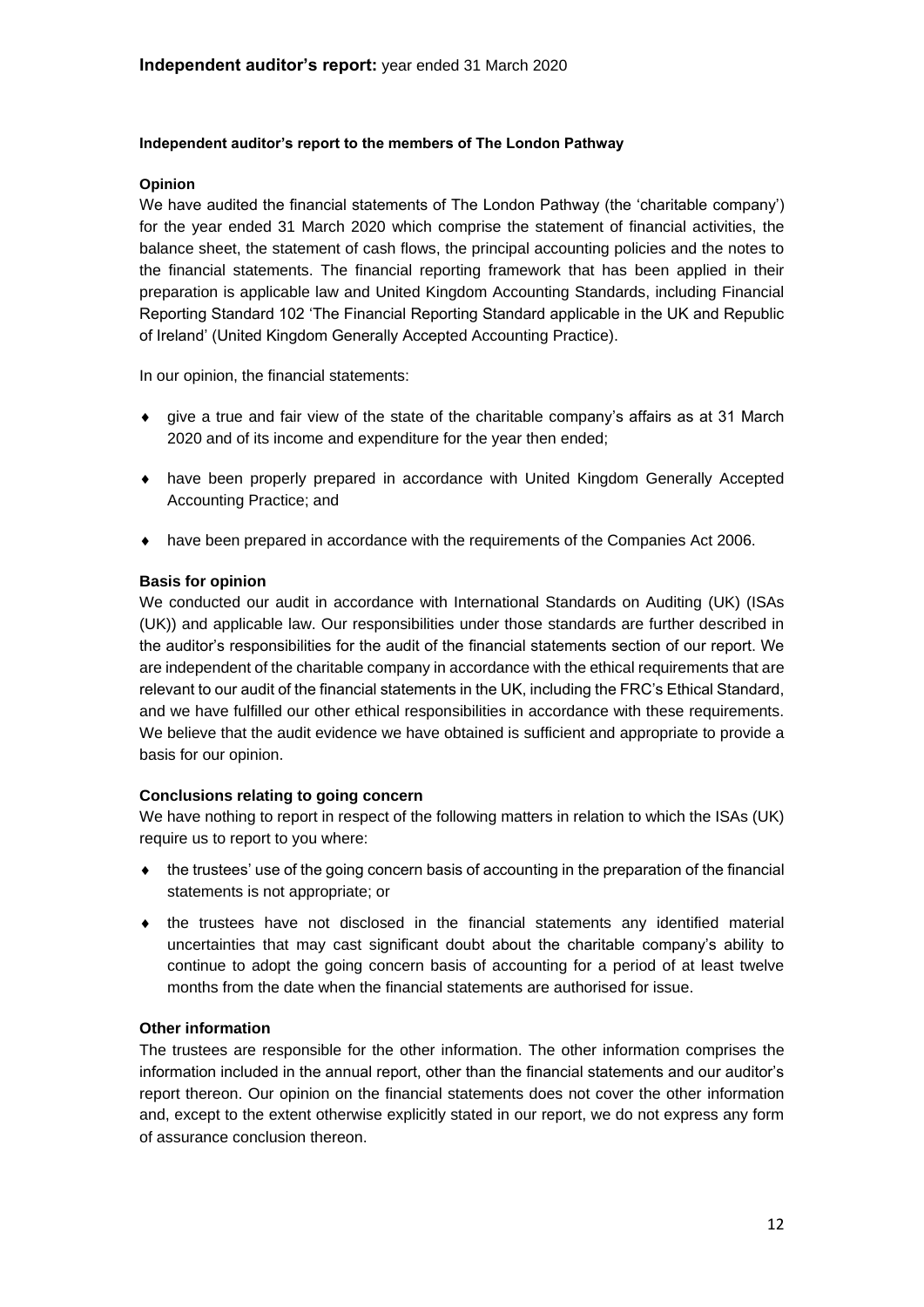# Independent auditor's report: year ended 31 March 2020

**Independent auditor's report to the members of The London Pathway**

**Opinion**

We have audited the financial statements of The London Pathway (the 'charitable company') for the year ended 31 March 2020 which comprise the statement of financial activities, the balance sheet, the statement of cash flows, the principal accounting policies and the notes to the financial statements. The financial reporting framework that has been applied in their preparation is applicable law and United Kingdom Accounting Standards, including Financial Reporting Standard 102 'The Financial Reporting Standard applicable in the UK and Republic of Ireland' (United Kingdom Generally Accepted Accounting Practice).

In our opinion, the financial statements:

- give a true and fair view of the state of the charitable company's affairs as at 31 March 2020 and of its income and expenditure for the year then ended;
- have been properly prepared in accordance with United Kingdom Generally Accepted Accounting Practice; and
- have been prepared in accordance with the requirements of the Companies Act 2006.

**Basis for opinion**

We conducted our audit in accordance with International Standards on Auditing (UK) (ISAs (UK)) and applicable law. Our responsibilities under those standards are further described in the auditor's responsibilities for the audit of the financial statements section of our report. We are independent of the charitable company in accordance with the ethical requirements that are relevant to our audit of the financial statements in the UK, including the FRC's Ethical Standard, and we have fulfilled our other ethical responsibilities in accordance with these requirements. We believe that the audit evidence we have obtained is sufficient and appropriate to provide a basis for our opinion.

**Conclusions relating to going concern**

We have nothing to report in respect of the following matters in relation to which the ISAs (UK) require us to report to you where:

- the trustees' use of the going concern basis of accounting in the preparation of the financial statements is not appropriate; or
- the trustees have not disclosed in the financial statements any identified material uncertainties that may cast significant doubt about the charitable company's ability to continue to adopt the going concern basis of accounting for a period of at least twelve months from the date when the financial statements are authorised for issue.

**Other information**

The trustees are responsible for the other information. The other information comprises the information included in the annual report, other than the financial statements and our auditor's report thereon. Our opinion on the financial statements does not cover the other information and, except to the extent otherwise explicitly stated in our report, we do not express any form of assurance conclusion thereon.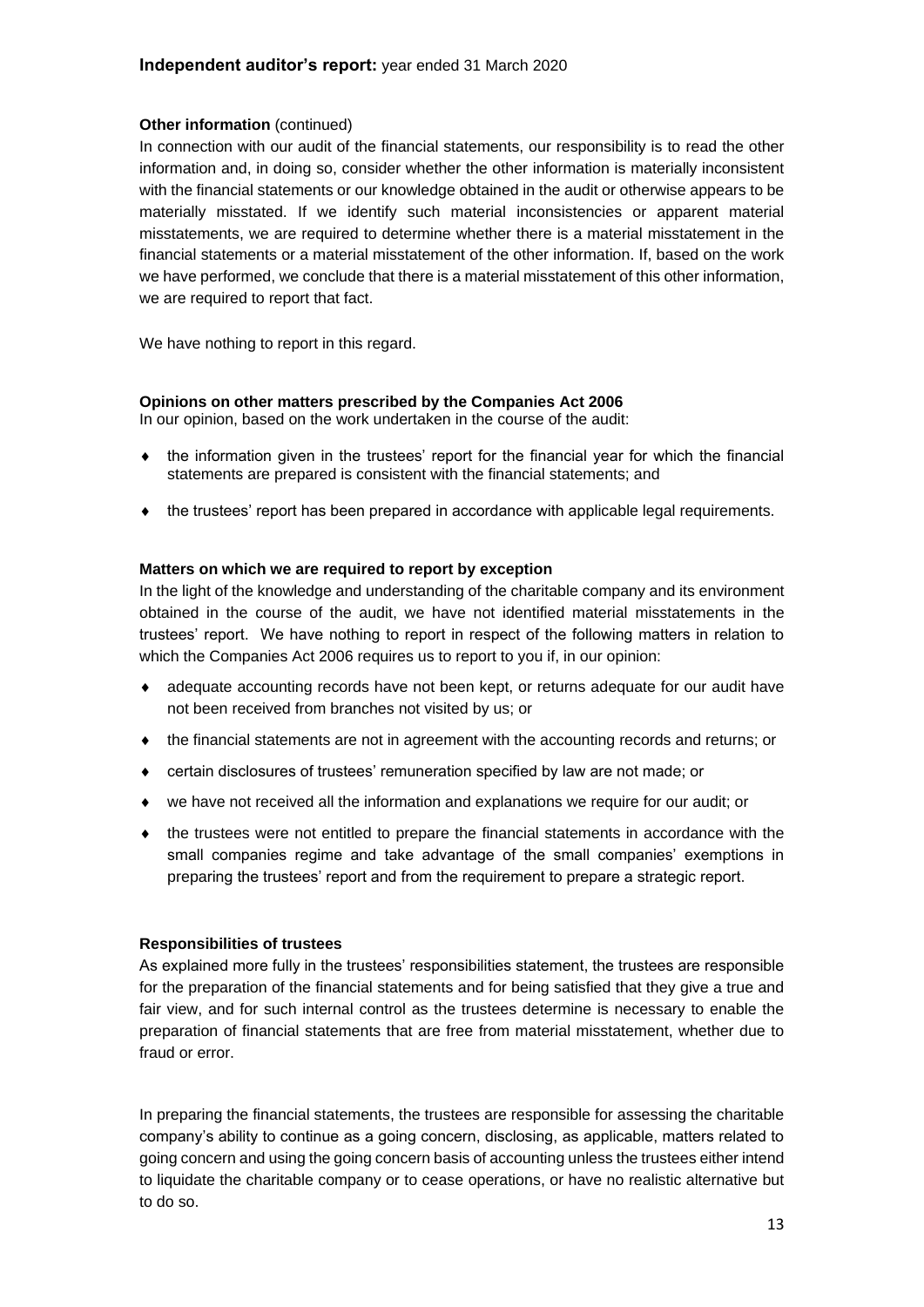**Other information** (continued)

In connection with our audit of the financial statements, our responsibility is to read the other information and, in doing so, consider whether the other information is materially inconsistent with the financial statements or our knowledge obtained in the audit or otherwise appears to be materially misstated. If we identify such material inconsistencies or apparent material misstatements, we are required to determine whether there is a material misstatement in the financial statements or a material misstatement of the other information. If, based on the work we have performed, we conclude that there is a material misstatement of this other information, we are required to report that fact.

We have nothing to report in this regard.

**Opinions on other matters prescribed by the Companies Act 2006**

In our opinion, based on the work undertaken in the course of the audit:

- the information given in the trustees' report for the financial year for which the financial statements are prepared is consistent with the financial statements; and
- the trustees' report has been prepared in accordance with applicable legal requirements.

**Matters on which we are required to report by exception**

In the light of the knowledge and understanding of the charitable company and its environment obtained in the course of the audit, we have not identified material misstatements in the trustees' report. We have nothing to report in respect of the following matters in relation to which the Companies Act 2006 requires us to report to you if, in our opinion:

- adequate accounting records have not been kept, or returns adequate for our audit have not been received from branches not visited by us; or
- the financial statements are not in agreement with the accounting records and returns; or
- certain disclosures of trustees' remuneration specified by law are not made; or
- we have not received all the information and explanations we require for our audit; or
- the trustees were not entitled to prepare the financial statements in accordance with the small companies regime and take advantage of the small companies' exemptions in preparing the trustees' report and from the requirement to prepare a strategic report.

**Responsibilities of trustees**

As explained more fully in the trustees' responsibilities statement, the trustees are responsible for the preparation of the financial statements and for being satisfied that they give a true and fair view, and for such internal control as the trustees determine is necessary to enable the preparation of financial statements that are free from material misstatement, whether due to fraud or error.

In preparing the financial statements, the trustees are responsible for assessing the charitable company's ability to continue as a going concern, disclosing, as applicable, matters related to going concern and using the going concern basis of accounting unless the trustees either intend to liquidate the charitable company or to cease operations, or have no realistic alternative but to do so.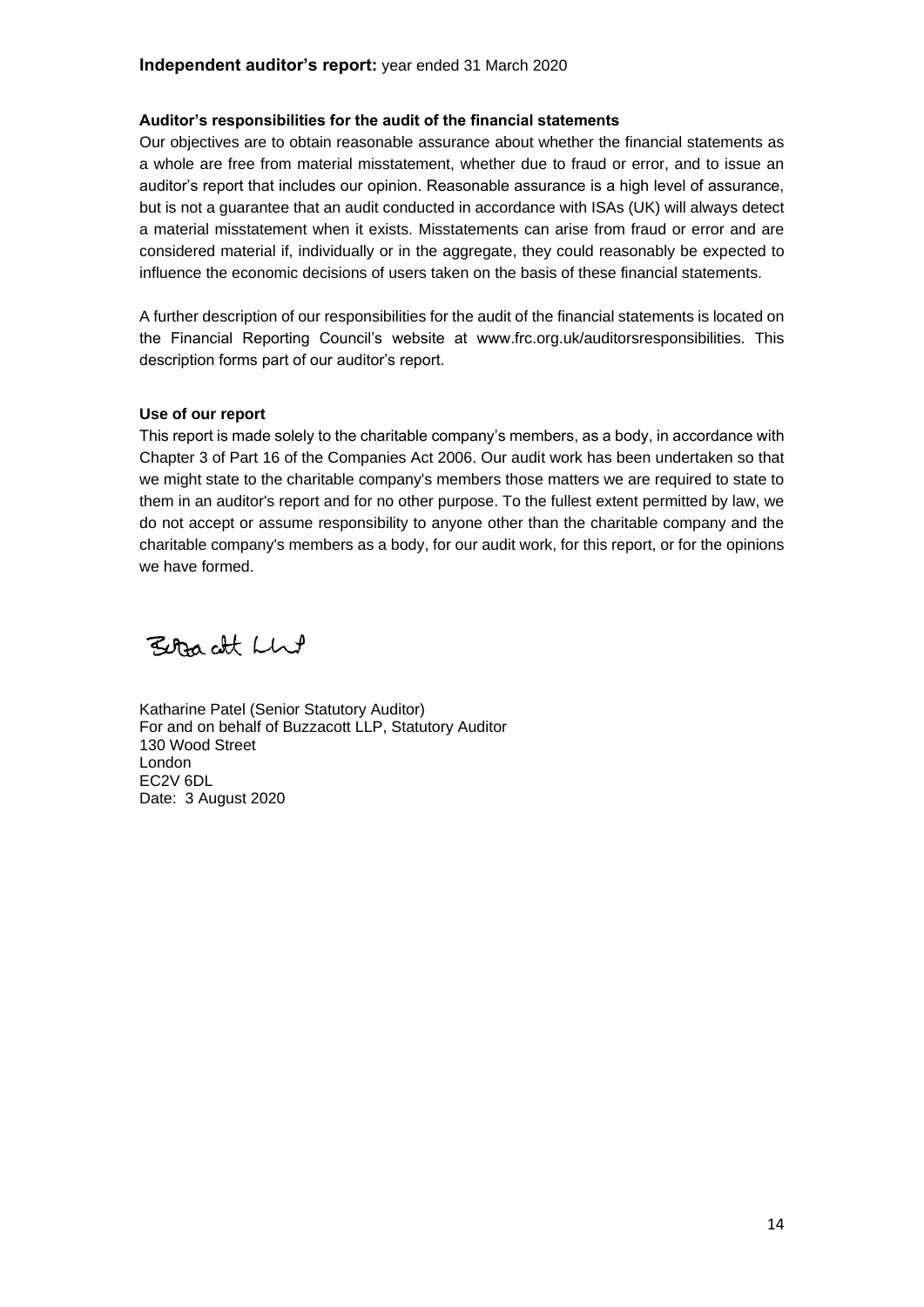**Independent auditor's report:** year ended 31 March 2020

**Auditor's responsibilities for the audit of the financial statements**

Our objectives are to obtain reasonable assurance about whether the financial statements as a whole are free from material misstatement, whether due to fraud or error, and to issue an auditor's report that includes our opinion. Reasonable assurance is a high level of assurance, but is not a guarantee that an audit conducted in accordance with ISAs (UK) will always detect a material misstatement when it exists. Misstatements can arise from fraud or error and are considered material if, individually or in the aggregate, they could reasonably be expected to influence the economic decisions of users taken on the basis of these financial statements.

A further description of our responsibilities for the audit of the financial statements is located on the Financial Reporting Council's website at www.frc.org.uk/auditorsresponsibilities. This description forms part of our auditor's report.

**Use of our report**

This report is made solely to the charitable company's members, as a body, in accordance with Chapter 3 of Part 16 of the Companies Act 2006. Our audit work has been undertaken so that we might state to the charitable company's members those matters we are required to state to them in an auditor's report and for no other purpose. To the fullest extent permitted by law, we do not accept or assume responsibility to anyone other than the charitable company and the charitable company's members as a body, for our audit work, for this report, or for the opinions we have formed.

Buzzacott LLP

Katharine Patel (Senior Statutory Auditor)
For and on behalf of Buzzacott LLP, Statutory Auditor
130 Wood Street
London
EC2V 6DL
Date: 3 August 2020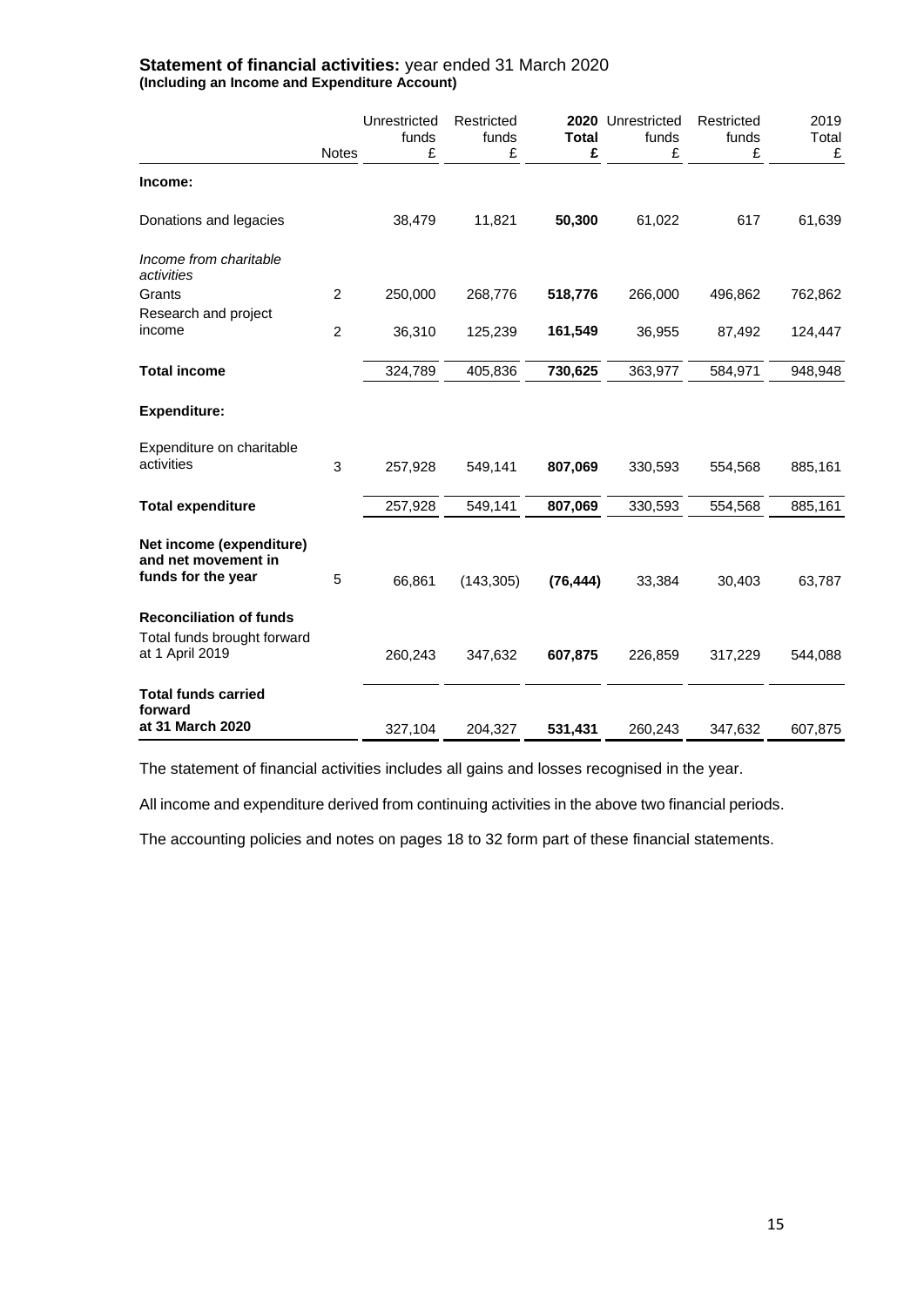## Statement of financial activities: year ended 31 March 2020
**(Including an Income and Expenditure Account)**

| | Notes | Unrestricted funds £ | Restricted funds £ | **2020 Total £** | Unrestricted funds £ | Restricted funds £ | 2019 Total £ |
|---|---|---|---|---|---|---|---|
| **Income:** | | | | | | | |
| Donations and legacies | | 38,479 | 11,821 | **50,300** | 61,022 | 617 | 61,639 |
| *Income from charitable activities* | | | | | | | |
| Grants | 2 | 250,000 | 268,776 | **518,776** | 266,000 | 496,862 | 762,862 |
| Research and project income | 2 | 36,310 | 125,239 | **161,549** | 36,955 | 87,492 | 124,447 |
| **Total income** | | 324,789 | 405,836 | **730,625** | 363,977 | 584,971 | 948,948 |
| **Expenditure:** | | | | | | | |
| Expenditure on charitable activities | 3 | 257,928 | 549,141 | **807,069** | 330,593 | 554,568 | 885,161 |
| **Total expenditure** | | 257,928 | 549,141 | **807,069** | 330,593 | 554,568 | 885,161 |
| **Net income (expenditure) and net movement in funds for the year** | 5 | 66,861 | (143,305) | **(76,444)** | 33,384 | 30,403 | 63,787 |
| **Reconciliation of funds** | | | | | | | |
| Total funds brought forward at 1 April 2019 | | 260,243 | 347,632 | **607,875** | 226,859 | 317,229 | 544,088 |
| **Total funds carried forward at 31 March 2020** | | 327,104 | 204,327 | **531,431** | 260,243 | 347,632 | 607,875 |

The statement of financial activities includes all gains and losses recognised in the year.

All income and expenditure derived from continuing activities in the above two financial periods.

The accounting policies and notes on pages 18 to 32 form part of these financial statements.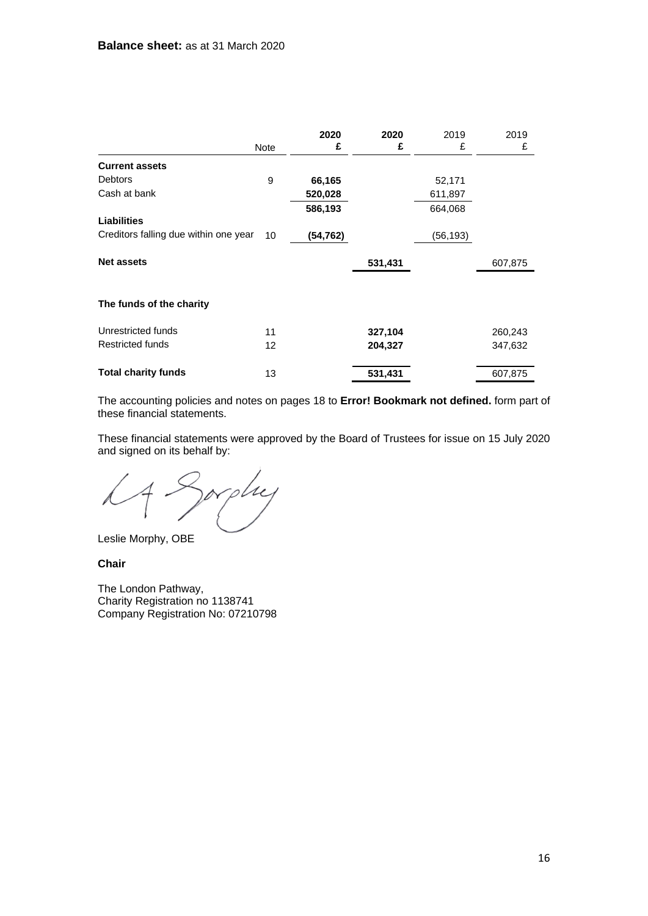**Balance sheet:** as at 31 March 2020

| | Note | 2020 £ | 2020 £ | 2019 £ | 2019 £ |
|---|---|---|---|---|---|
| **Current assets** | | | | | |
| Debtors | 9 | **66,165** | | 52,171 | |
| Cash at bank | | **520,028** | | 611,897 | |
| | | **586,193** | | 664,068 | |
| **Liabilities** | | | | | |
| Creditors falling due within one year | 10 | **(54,762)** | | (56,193) | |
| **Net assets** | | | **531,431** | | 607,875 |
| | | | | | |
| **The funds of the charity** | | | | | |
| Unrestricted funds | 11 | | **327,104** | | 260,243 |
| Restricted funds | 12 | | **204,327** | | 347,632 |
| **Total charity funds** | 13 | | **531,431** | | 607,875 |

The accounting policies and notes on pages 18 to **Error! Bookmark not defined.** form part of these financial statements.

These financial statements were approved by the Board of Trustees for issue on 15 July 2020 and signed on its behalf by:

Leslie Morphy, OBE

**Chair**

The London Pathway,
Charity Registration no 1138741
Company Registration No: 07210798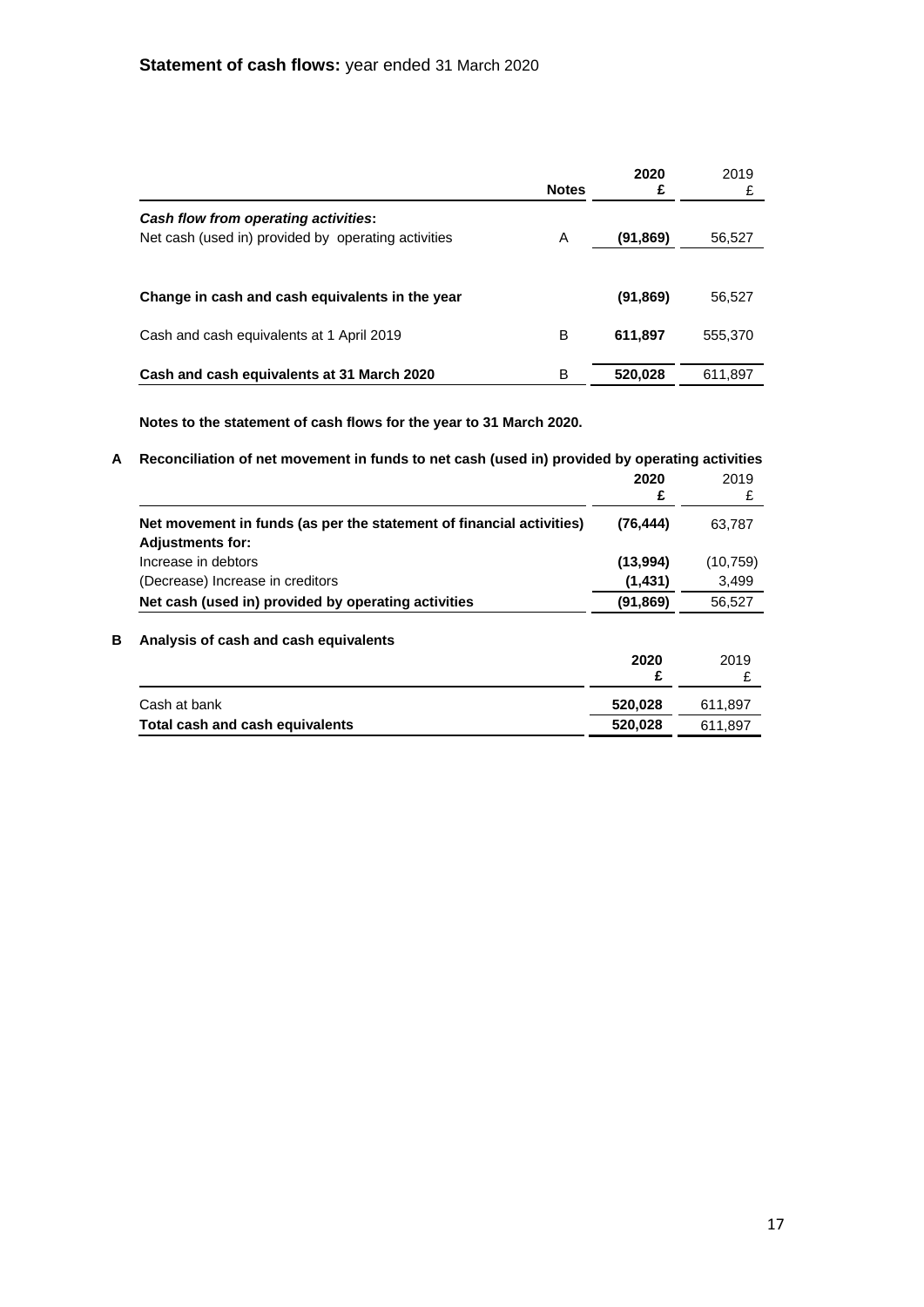## **Statement of cash flows:** year ended 31 March 2020

| | Notes | 2020 £ | 2019 £ |
|---|---|---|---|
| ***Cash flow from operating activities*:** | | | |
| Net cash (used in) provided by operating activities | A | **(91,869)** | 56,527 |
| | | | |
| **Change in cash and cash equivalents in the year** | | **(91,869)** | 56,527 |
| Cash and cash equivalents at 1 April 2019 | B | **611,897** | 555,370 |
| **Cash and cash equivalents at 31 March 2020** | B | **520,028** | 611,897 |

**Notes to the statement of cash flows for the year to 31 March 2020.**

**A Reconciliation of net movement in funds to net cash (used in) provided by operating activities**

| | 2020 £ | 2019 £ |
|---|---|---|
| **Net movement in funds (as per the statement of financial activities)** | **(76,444)** | 63,787 |
| **Adjustments for:** | | |
| Increase in debtors | **(13,994)** | (10,759) |
| (Decrease) Increase in creditors | **(1,431)** | 3,499 |
| **Net cash (used in) provided by operating activities** | **(91,869)** | 56,527 |

**B Analysis of cash and cash equivalents**

| | 2020 £ | 2019 £ |
|---|---|---|
| Cash at bank | **520,028** | 611,897 |
| **Total cash and cash equivalents** | **520,028** | 611,897 |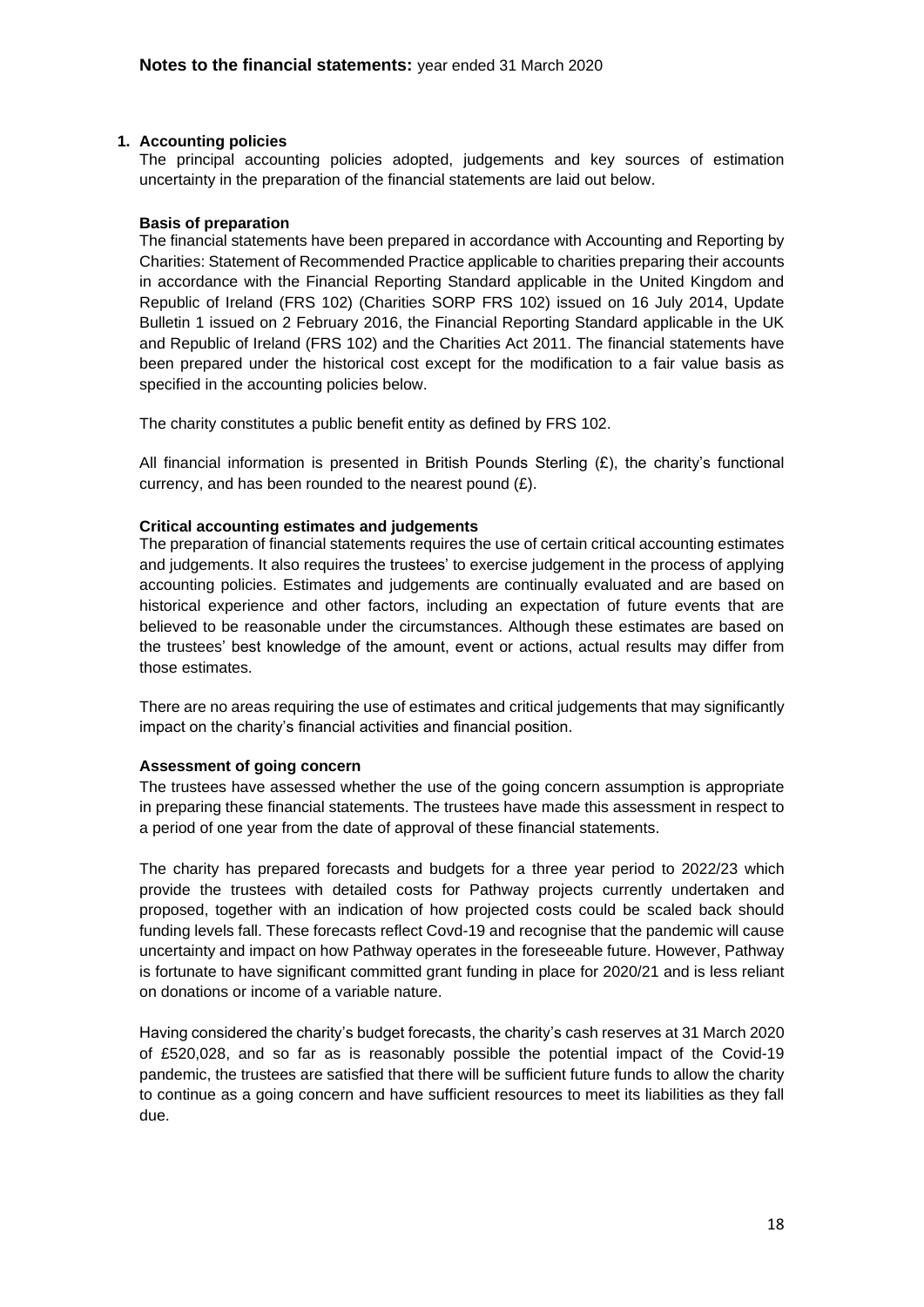**Notes to the financial statements:** year ended 31 March 2020

## 1. Accounting policies

The principal accounting policies adopted, judgements and key sources of estimation uncertainty in the preparation of the financial statements are laid out below.

### Basis of preparation

The financial statements have been prepared in accordance with Accounting and Reporting by Charities: Statement of Recommended Practice applicable to charities preparing their accounts in accordance with the Financial Reporting Standard applicable in the United Kingdom and Republic of Ireland (FRS 102) (Charities SORP FRS 102) issued on 16 July 2014, Update Bulletin 1 issued on 2 February 2016, the Financial Reporting Standard applicable in the UK and Republic of Ireland (FRS 102) and the Charities Act 2011. The financial statements have been prepared under the historical cost except for the modification to a fair value basis as specified in the accounting policies below.

The charity constitutes a public benefit entity as defined by FRS 102.

All financial information is presented in British Pounds Sterling (£), the charity's functional currency, and has been rounded to the nearest pound (£).

### Critical accounting estimates and judgements

The preparation of financial statements requires the use of certain critical accounting estimates and judgements. It also requires the trustees' to exercise judgement in the process of applying accounting policies. Estimates and judgements are continually evaluated and are based on historical experience and other factors, including an expectation of future events that are believed to be reasonable under the circumstances. Although these estimates are based on the trustees' best knowledge of the amount, event or actions, actual results may differ from those estimates.

There are no areas requiring the use of estimates and critical judgements that may significantly impact on the charity's financial activities and financial position.

### Assessment of going concern

The trustees have assessed whether the use of the going concern assumption is appropriate in preparing these financial statements. The trustees have made this assessment in respect to a period of one year from the date of approval of these financial statements.

The charity has prepared forecasts and budgets for a three year period to 2022/23 which provide the trustees with detailed costs for Pathway projects currently undertaken and proposed, together with an indication of how projected costs could be scaled back should funding levels fall. These forecasts reflect Covd-19 and recognise that the pandemic will cause uncertainty and impact on how Pathway operates in the foreseeable future. However, Pathway is fortunate to have significant committed grant funding in place for 2020/21 and is less reliant on donations or income of a variable nature.

Having considered the charity's budget forecasts, the charity's cash reserves at 31 March 2020 of £520,028, and so far as is reasonably possible the potential impact of the Covid-19 pandemic, the trustees are satisfied that there will be sufficient future funds to allow the charity to continue as a going concern and have sufficient resources to meet its liabilities as they fall due.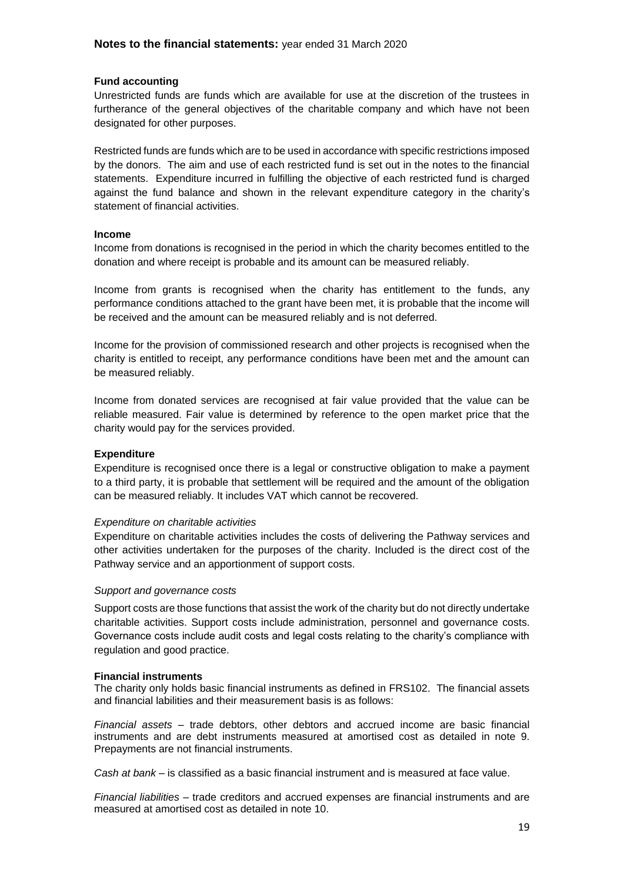**Fund accounting**

Unrestricted funds are funds which are available for use at the discretion of the trustees in furtherance of the general objectives of the charitable company and which have not been designated for other purposes.

Restricted funds are funds which are to be used in accordance with specific restrictions imposed by the donors. The aim and use of each restricted fund is set out in the notes to the financial statements. Expenditure incurred in fulfilling the objective of each restricted fund is charged against the fund balance and shown in the relevant expenditure category in the charity's statement of financial activities.

**Income**

Income from donations is recognised in the period in which the charity becomes entitled to the donation and where receipt is probable and its amount can be measured reliably.

Income from grants is recognised when the charity has entitlement to the funds, any performance conditions attached to the grant have been met, it is probable that the income will be received and the amount can be measured reliably and is not deferred.

Income for the provision of commissioned research and other projects is recognised when the charity is entitled to receipt, any performance conditions have been met and the amount can be measured reliably.

Income from donated services are recognised at fair value provided that the value can be reliable measured. Fair value is determined by reference to the open market price that the charity would pay for the services provided.

**Expenditure**

Expenditure is recognised once there is a legal or constructive obligation to make a payment to a third party, it is probable that settlement will be required and the amount of the obligation can be measured reliably. It includes VAT which cannot be recovered.

*Expenditure on charitable activities*

Expenditure on charitable activities includes the costs of delivering the Pathway services and other activities undertaken for the purposes of the charity. Included is the direct cost of the Pathway service and an apportionment of support costs.

*Support and governance costs*

Support costs are those functions that assist the work of the charity but do not directly undertake charitable activities. Support costs include administration, personnel and governance costs. Governance costs include audit costs and legal costs relating to the charity's compliance with regulation and good practice.

**Financial instruments**

The charity only holds basic financial instruments as defined in FRS102. The financial assets and financial labilities and their measurement basis is as follows:

*Financial assets* – trade debtors, other debtors and accrued income are basic financial instruments and are debt instruments measured at amortised cost as detailed in note 9. Prepayments are not financial instruments.

*Cash at bank* – is classified as a basic financial instrument and is measured at face value.

*Financial liabilities* – trade creditors and accrued expenses are financial instruments and are measured at amortised cost as detailed in note 10.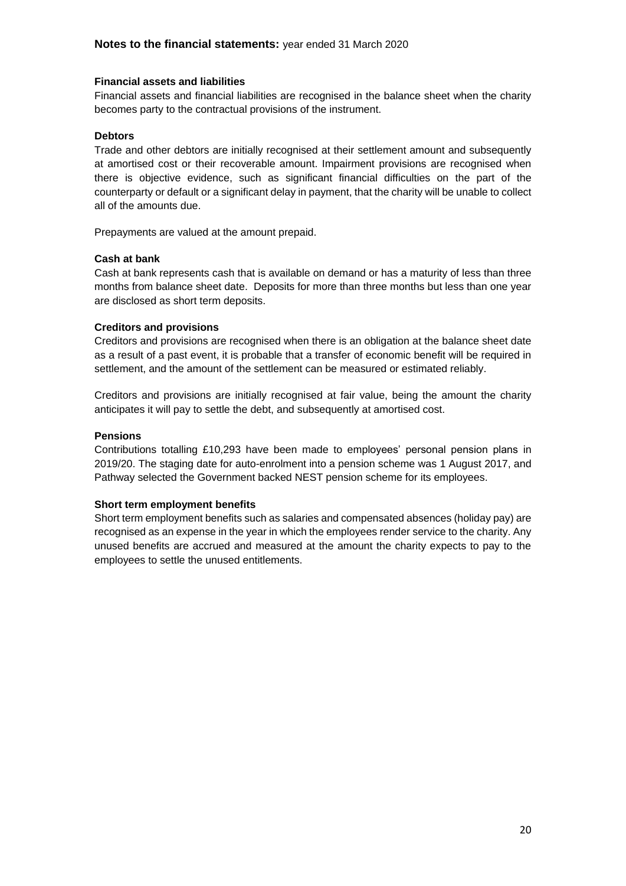**Notes to the financial statements:** year ended 31 March 2020

**Financial assets and liabilities**

Financial assets and financial liabilities are recognised in the balance sheet when the charity becomes party to the contractual provisions of the instrument.

**Debtors**

Trade and other debtors are initially recognised at their settlement amount and subsequently at amortised cost or their recoverable amount. Impairment provisions are recognised when there is objective evidence, such as significant financial difficulties on the part of the counterparty or default or a significant delay in payment, that the charity will be unable to collect all of the amounts due.

Prepayments are valued at the amount prepaid.

**Cash at bank**

Cash at bank represents cash that is available on demand or has a maturity of less than three months from balance sheet date. Deposits for more than three months but less than one year are disclosed as short term deposits.

**Creditors and provisions**

Creditors and provisions are recognised when there is an obligation at the balance sheet date as a result of a past event, it is probable that a transfer of economic benefit will be required in settlement, and the amount of the settlement can be measured or estimated reliably.

Creditors and provisions are initially recognised at fair value, being the amount the charity anticipates it will pay to settle the debt, and subsequently at amortised cost.

**Pensions**

Contributions totalling £10,293 have been made to employees' personal pension plans in 2019/20. The staging date for auto-enrolment into a pension scheme was 1 August 2017, and Pathway selected the Government backed NEST pension scheme for its employees.

**Short term employment benefits**

Short term employment benefits such as salaries and compensated absences (holiday pay) are recognised as an expense in the year in which the employees render service to the charity. Any unused benefits are accrued and measured at the amount the charity expects to pay to the employees to settle the unused entitlements.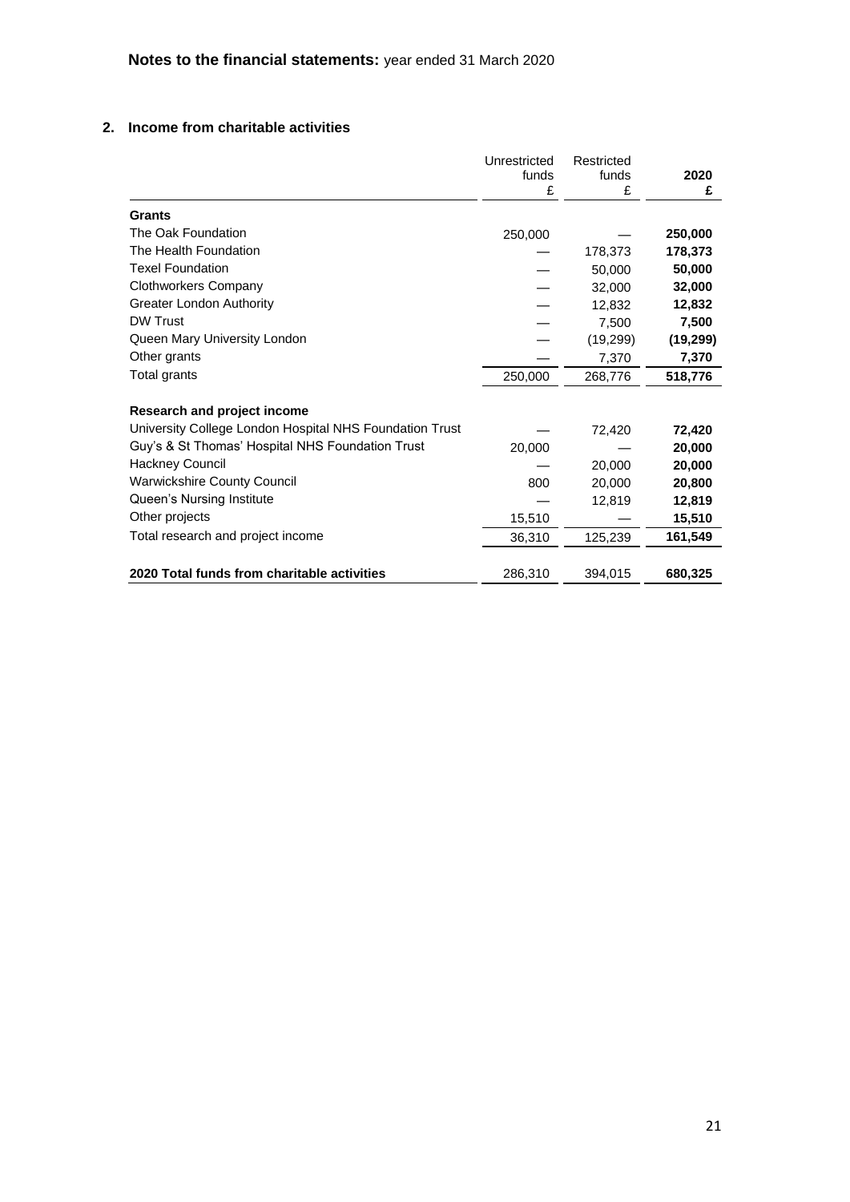**Notes to the financial statements:** year ended 31 March 2020

## 2. Income from charitable activities

| | Unrestricted funds £ | Restricted funds £ | **2020 £** |
|---|---|---|---|
| **Grants** | | | |
| The Oak Foundation | 250,000 | — | **250,000** |
| The Health Foundation | — | 178,373 | **178,373** |
| Texel Foundation | — | 50,000 | **50,000** |
| Clothworkers Company | — | 32,000 | **32,000** |
| Greater London Authority | — | 12,832 | **12,832** |
| DW Trust | — | 7,500 | **7,500** |
| Queen Mary University London | — | (19,299) | **(19,299)** |
| Other grants | — | 7,370 | **7,370** |
| Total grants | 250,000 | 268,776 | **518,776** |
| **Research and project income** | | | |
| University College London Hospital NHS Foundation Trust | — | 72,420 | **72,420** |
| Guy's & St Thomas' Hospital NHS Foundation Trust | 20,000 | — | **20,000** |
| Hackney Council | — | 20,000 | **20,000** |
| Warwickshire County Council | 800 | 20,000 | **20,800** |
| Queen's Nursing Institute | — | 12,819 | **12,819** |
| Other projects | 15,510 | — | **15,510** |
| Total research and project income | 36,310 | 125,239 | **161,549** |
| **2020 Total funds from charitable activities** | 286,310 | 394,015 | **680,325** |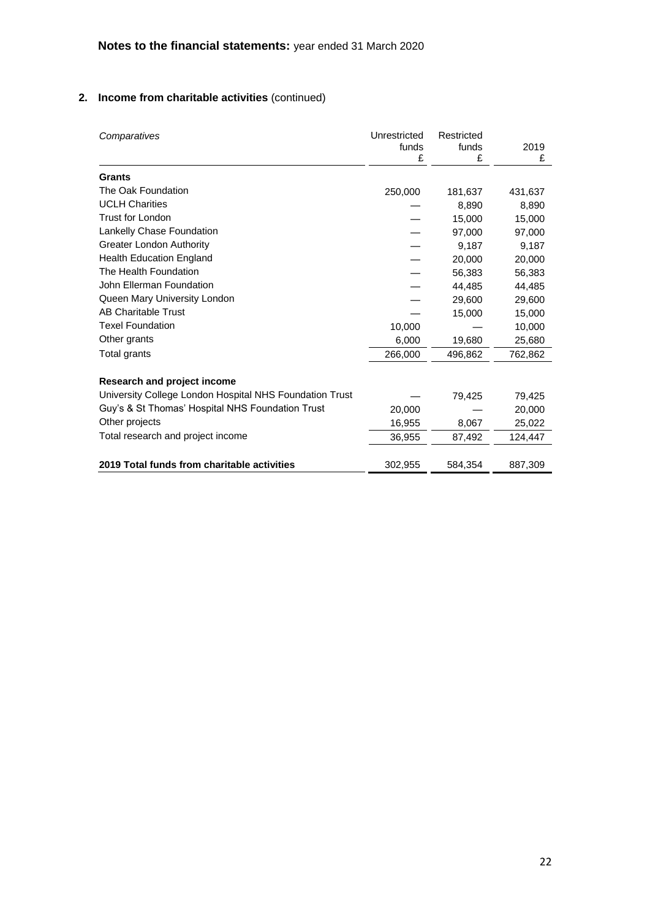**Notes to the financial statements:** year ended 31 March 2020

## 2. Income from charitable activities (continued)

| *Comparatives* | Unrestricted funds £ | Restricted funds £ | 2019 £ |
|---|---|---|---|
| **Grants** | | | |
| The Oak Foundation | 250,000 | 181,637 | 431,637 |
| UCLH Charities | — | 8,890 | 8,890 |
| Trust for London | — | 15,000 | 15,000 |
| Lankelly Chase Foundation | — | 97,000 | 97,000 |
| Greater London Authority | — | 9,187 | 9,187 |
| Health Education England | — | 20,000 | 20,000 |
| The Health Foundation | — | 56,383 | 56,383 |
| John Ellerman Foundation | — | 44,485 | 44,485 |
| Queen Mary University London | — | 29,600 | 29,600 |
| AB Charitable Trust | — | 15,000 | 15,000 |
| Texel Foundation | 10,000 | — | 10,000 |
| Other grants | 6,000 | 19,680 | 25,680 |
| Total grants | 266,000 | 496,862 | 762,862 |
| | | | |
| **Research and project income** | | | |
| University College London Hospital NHS Foundation Trust | — | 79,425 | 79,425 |
| Guy's & St Thomas' Hospital NHS Foundation Trust | 20,000 | — | 20,000 |
| Other projects | 16,955 | 8,067 | 25,022 |
| Total research and project income | 36,955 | 87,492 | 124,447 |
| | | | |
| **2019 Total funds from charitable activities** | 302,955 | 584,354 | 887,309 |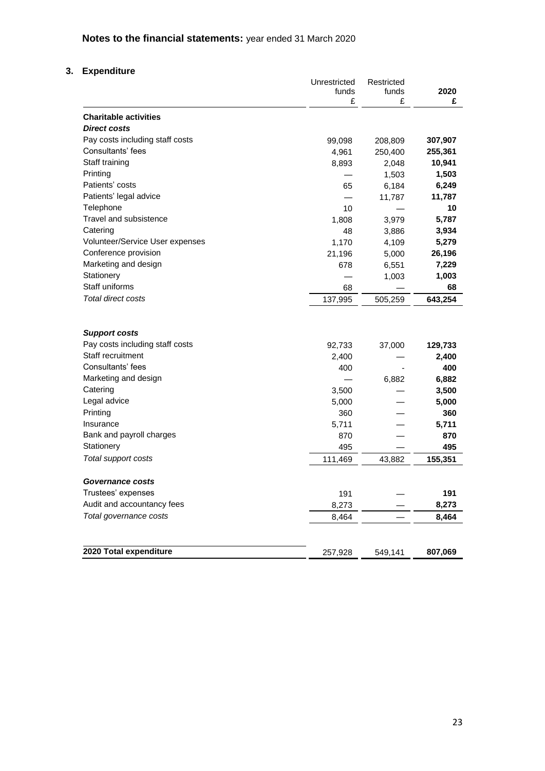## Notes to the financial statements: year ended 31 March 2020

### 3. Expenditure

| | Unrestricted funds £ | Restricted funds £ | 2020 £ |
|---|---|---|---|
| **Charitable activities** | | | |
| ***Direct costs*** | | | |
| Pay costs including staff costs | 99,098 | 208,809 | **307,907** |
| Consultants' fees | 4,961 | 250,400 | **255,361** |
| Staff training | 8,893 | 2,048 | **10,941** |
| Printing | — | 1,503 | **1,503** |
| Patients' costs | 65 | 6,184 | **6,249** |
| Patients' legal advice | — | 11,787 | **11,787** |
| Telephone | 10 | — | **10** |
| Travel and subsistence | 1,808 | 3,979 | **5,787** |
| Catering | 48 | 3,886 | **3,934** |
| Volunteer/Service User expenses | 1,170 | 4,109 | **5,279** |
| Conference provision | 21,196 | 5,000 | **26,196** |
| Marketing and design | 678 | 6,551 | **7,229** |
| Stationery | — | 1,003 | **1,003** |
| Staff uniforms | 68 | — | **68** |
| *Total direct costs* | 137,995 | 505,259 | **643,254** |
| | | | |
| ***Support costs*** | | | |
| Pay costs including staff costs | 92,733 | 37,000 | **129,733** |
| Staff recruitment | 2,400 | — | **2,400** |
| Consultants' fees | 400 | - | **400** |
| Marketing and design | — | 6,882 | **6,882** |
| Catering | 3,500 | — | **3,500** |
| Legal advice | 5,000 | — | **5,000** |
| Printing | 360 | — | **360** |
| Insurance | 5,711 | — | **5,711** |
| Bank and payroll charges | 870 | — | **870** |
| Stationery | 495 | — | **495** |
| *Total support costs* | 111,469 | 43,882 | **155,351** |
| | | | |
| ***Governance costs*** | | | |
| Trustees' expenses | 191 | — | **191** |
| Audit and accountancy fees | 8,273 | — | **8,273** |
| *Total governance costs* | 8,464 | — | **8,464** |
| | | | |
| **2020 Total expenditure** | 257,928 | 549,141 | **807,069** |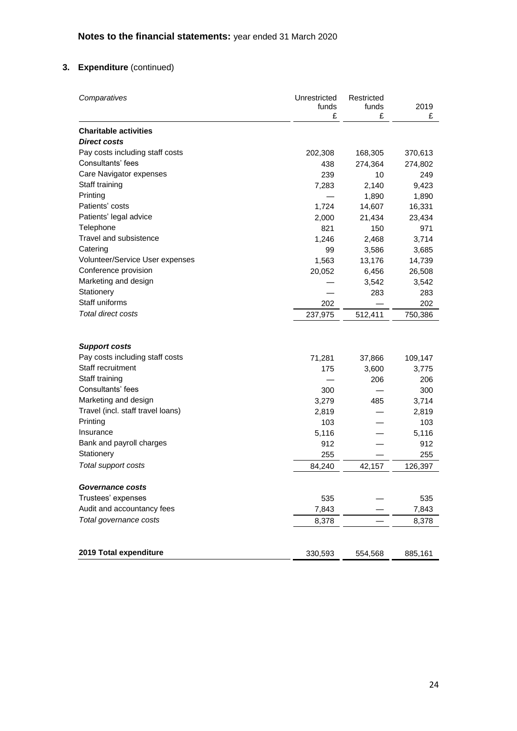## Notes to the financial statements: year ended 31 March 2020

### 3. Expenditure (continued)

| *Comparatives* | Unrestricted funds £ | Restricted funds £ | 2019 £ |
|---|---|---|---|
| **Charitable activities** | | | |
| ***Direct costs*** | | | |
| Pay costs including staff costs | 202,308 | 168,305 | 370,613 |
| Consultants' fees | 438 | 274,364 | 274,802 |
| Care Navigator expenses | 239 | 10 | 249 |
| Staff training | 7,283 | 2,140 | 9,423 |
| Printing | — | 1,890 | 1,890 |
| Patients' costs | 1,724 | 14,607 | 16,331 |
| Patients' legal advice | 2,000 | 21,434 | 23,434 |
| Telephone | 821 | 150 | 971 |
| Travel and subsistence | 1,246 | 2,468 | 3,714 |
| Catering | 99 | 3,586 | 3,685 |
| Volunteer/Service User expenses | 1,563 | 13,176 | 14,739 |
| Conference provision | 20,052 | 6,456 | 26,508 |
| Marketing and design | — | 3,542 | 3,542 |
| Stationery | — | 283 | 283 |
| Staff uniforms | 202 | — | 202 |
| *Total direct costs* | 237,975 | 512,411 | 750,386 |
| | | | |
| ***Support costs*** | | | |
| Pay costs including staff costs | 71,281 | 37,866 | 109,147 |
| Staff recruitment | 175 | 3,600 | 3,775 |
| Staff training | — | 206 | 206 |
| Consultants' fees | 300 | — | 300 |
| Marketing and design | 3,279 | 485 | 3,714 |
| Travel (incl. staff travel loans) | 2,819 | — | 2,819 |
| Printing | 103 | — | 103 |
| Insurance | 5,116 | — | 5,116 |
| Bank and payroll charges | 912 | — | 912 |
| Stationery | 255 | — | 255 |
| *Total support costs* | 84,240 | 42,157 | 126,397 |
| | | | |
| ***Governance costs*** | | | |
| Trustees' expenses | 535 | — | 535 |
| Audit and accountancy fees | 7,843 | — | 7,843 |
| *Total governance costs* | 8,378 | — | 8,378 |
| | | | |
| **2019 Total expenditure** | 330,593 | 554,568 | 885,161 |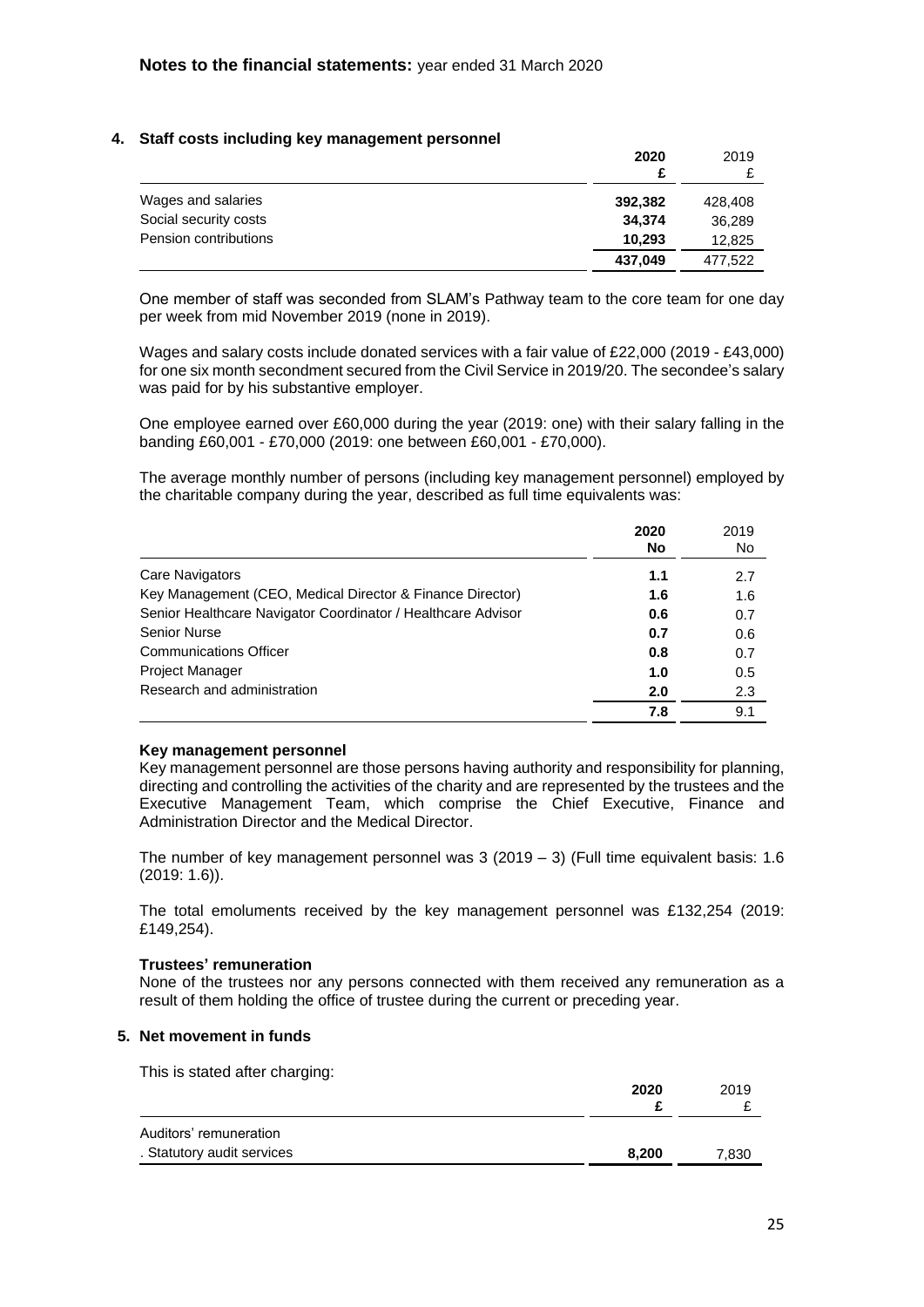**Notes to the financial statements:** year ended 31 March 2020

## 4. Staff costs including key management personnel

| | **2020** **£** | 2019 £ |
|---|---|---|
| Wages and salaries | **392,382** | 428,408 |
| Social security costs | **34,374** | 36,289 |
| Pension contributions | **10,293** | 12,825 |
| | **437,049** | 477,522 |

One member of staff was seconded from SLAM's Pathway team to the core team for one day per week from mid November 2019 (none in 2019).

Wages and salary costs include donated services with a fair value of £22,000 (2019 - £43,000) for one six month secondment secured from the Civil Service in 2019/20. The secondee's salary was paid for by his substantive employer.

One employee earned over £60,000 during the year (2019: one) with their salary falling in the banding £60,001 - £70,000 (2019: one between £60,001 - £70,000).

The average monthly number of persons (including key management personnel) employed by the charitable company during the year, described as full time equivalents was:

| | **2020** **No** | 2019 No |
|---|---|---|
| Care Navigators | **1.1** | 2.7 |
| Key Management (CEO, Medical Director & Finance Director) | **1.6** | 1.6 |
| Senior Healthcare Navigator Coordinator / Healthcare Advisor | **0.6** | 0.7 |
| Senior Nurse | **0.7** | 0.6 |
| Communications Officer | **0.8** | 0.7 |
| Project Manager | **1.0** | 0.5 |
| Research and administration | **2.0** | 2.3 |
| | **7.8** | 9.1 |

**Key management personnel**

Key management personnel are those persons having authority and responsibility for planning, directing and controlling the activities of the charity and are represented by the trustees and the Executive Management Team, which comprise the Chief Executive, Finance and Administration Director and the Medical Director.

The number of key management personnel was 3 (2019 – 3) (Full time equivalent basis: 1.6 (2019: 1.6)).

The total emoluments received by the key management personnel was £132,254 (2019: £149,254).

**Trustees' remuneration**

None of the trustees nor any persons connected with them received any remuneration as a result of them holding the office of trustee during the current or preceding year.

## 5. Net movement in funds

This is stated after charging:

| | **2020** **£** | 2019 £ |
|---|---|---|
| Auditors' remuneration | | |
| . Statutory audit services | **8,200** | 7,830 |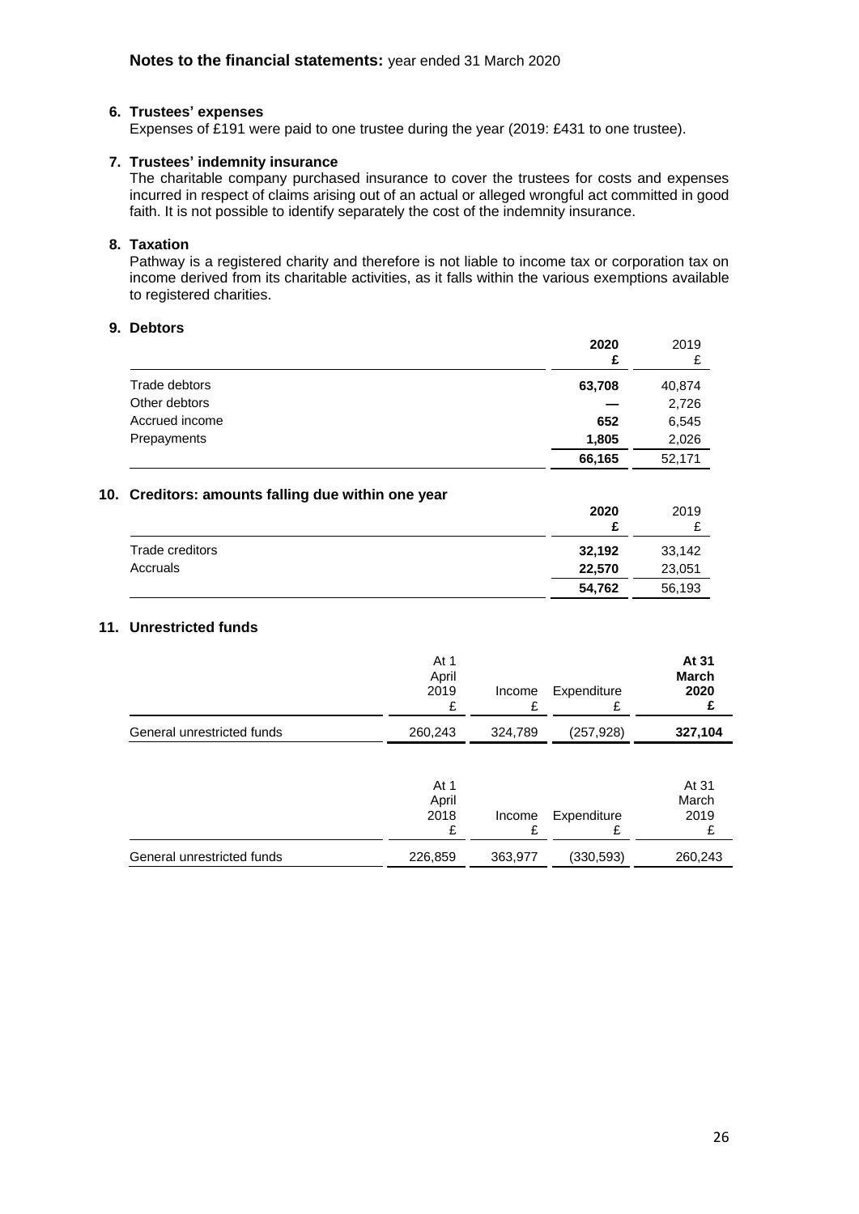**Notes to the financial statements:** year ended 31 March 2020

### 6. Trustees' expenses

Expenses of £191 were paid to one trustee during the year (2019: £431 to one trustee).

### 7. Trustees' indemnity insurance

The charitable company purchased insurance to cover the trustees for costs and expenses incurred in respect of claims arising out of an actual or alleged wrongful act committed in good faith. It is not possible to identify separately the cost of the indemnity insurance.

### 8. Taxation

Pathway is a registered charity and therefore is not liable to income tax or corporation tax on income derived from its charitable activities, as it falls within the various exemptions available to registered charities.

### 9. Debtors

| | **2020** **£** | 2019 £ |
|---|---|---|
| Trade debtors | **63,708** | 40,874 |
| Other debtors | **—** | 2,726 |
| Accrued income | **652** | 6,545 |
| Prepayments | **1,805** | 2,026 |
| | **66,165** | 52,171 |

### 10. Creditors: amounts falling due within one year

| | **2020** **£** | 2019 £ |
|---|---|---|
| Trade creditors | **32,192** | 33,142 |
| Accruals | **22,570** | 23,051 |
| | **54,762** | 56,193 |

### 11. Unrestricted funds

| | At 1 April 2019 £ | Income £ | Expenditure £ | **At 31 March 2020 £** |
|---|---|---|---|---|
| General unrestricted funds | 260,243 | 324,789 | (257,928) | **327,104** |

| | At 1 April 2018 £ | Income £ | Expenditure £ | At 31 March 2019 £ |
|---|---|---|---|---|
| General unrestricted funds | 226,859 | 363,977 | (330,593) | 260,243 |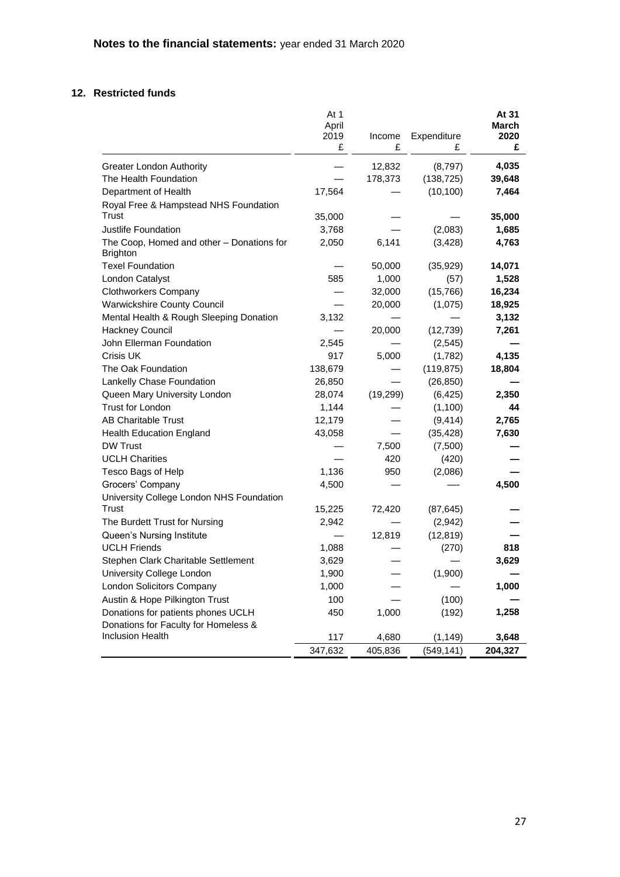**Notes to the financial statements:** year ended 31 March 2020

## 12. Restricted funds

| | At 1 April 2019 £ | Income £ | Expenditure £ | **At 31 March 2020 £** |
|---|---|---|---|---|
| Greater London Authority | — | 12,832 | (8,797) | **4,035** |
| The Health Foundation | — | 178,373 | (138,725) | **39,648** |
| Department of Health | 17,564 | — | (10,100) | **7,464** |
| Royal Free & Hampstead NHS Foundation Trust | 35,000 | — | — | **35,000** |
| Justlife Foundation | 3,768 | — | (2,083) | **1,685** |
| The Coop, Homed and other – Donations for Brighton | 2,050 | 6,141 | (3,428) | **4,763** |
| Texel Foundation | — | 50,000 | (35,929) | **14,071** |
| London Catalyst | 585 | 1,000 | (57) | **1,528** |
| Clothworkers Company | — | 32,000 | (15,766) | **16,234** |
| Warwickshire County Council | — | 20,000 | (1,075) | **18,925** |
| Mental Health & Rough Sleeping Donation | 3,132 | — | — | **3,132** |
| Hackney Council | — | 20,000 | (12,739) | **7,261** |
| John Ellerman Foundation | 2,545 | — | (2,545) | **—** |
| Crisis UK | 917 | 5,000 | (1,782) | **4,135** |
| The Oak Foundation | 138,679 | — | (119,875) | **18,804** |
| Lankelly Chase Foundation | 26,850 | — | (26,850) | **—** |
| Queen Mary University London | 28,074 | (19,299) | (6,425) | **2,350** |
| Trust for London | 1,144 | — | (1,100) | **44** |
| AB Charitable Trust | 12,179 | — | (9,414) | **2,765** |
| Health Education England | 43,058 | — | (35,428) | **7,630** |
| DW Trust | — | 7,500 | (7,500) | **—** |
| UCLH Charities | — | 420 | (420) | **—** |
| Tesco Bags of Help | 1,136 | 950 | (2,086) | **—** |
| Grocers' Company | 4,500 | — | — | **4,500** |
| University College London NHS Foundation Trust | 15,225 | 72,420 | (87,645) | **—** |
| The Burdett Trust for Nursing | 2,942 | — | (2,942) | **—** |
| Queen's Nursing Institute | — | 12,819 | (12,819) | **—** |
| UCLH Friends | 1,088 | — | (270) | **818** |
| Stephen Clark Charitable Settlement | 3,629 | — | — | **3,629** |
| University College London | 1,900 | — | (1,900) | **—** |
| London Solicitors Company | 1,000 | — | — | **1,000** |
| Austin & Hope Pilkington Trust | 100 | — | (100) | **—** |
| Donations for patients phones UCLH | 450 | 1,000 | (192) | **1,258** |
| Donations for Faculty for Homeless & Inclusion Health | 117 | 4,680 | (1,149) | **3,648** |
| | 347,632 | 405,836 | (549,141) | **204,327** |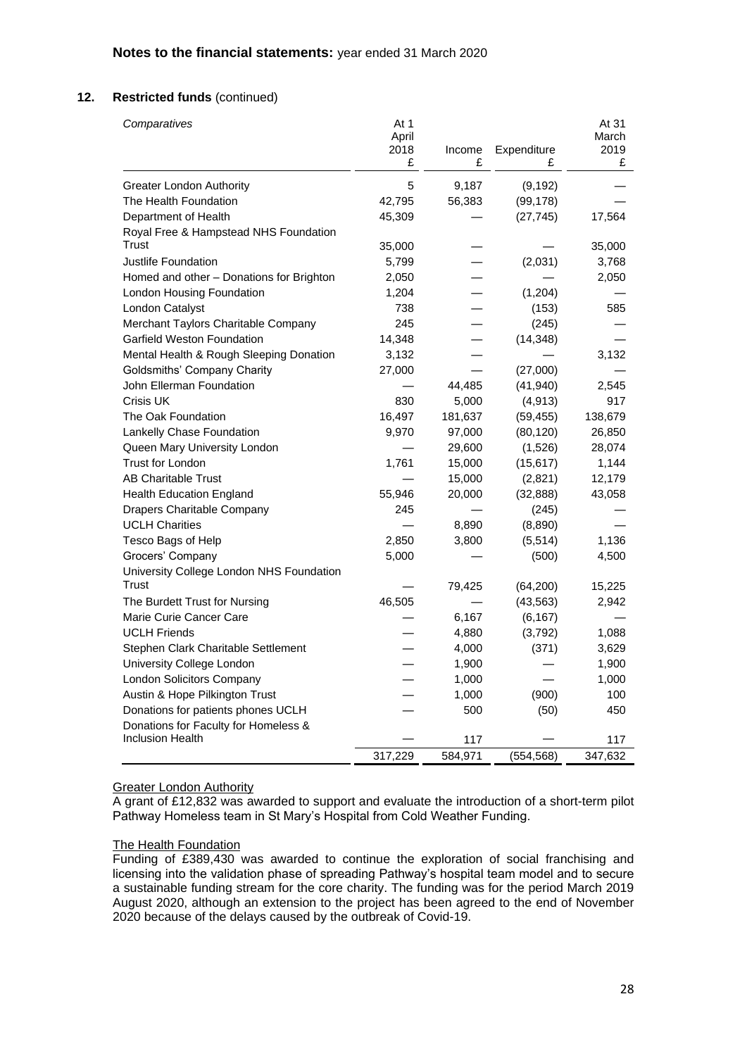**Notes to the financial statements:** year ended 31 March 2020

## 12. Restricted funds (continued)

| *Comparatives* | At 1 April 2018 £ | Income £ | Expenditure £ | At 31 March 2019 £ |
|---|---|---|---|---|
| Greater London Authority | 5 | 9,187 | (9,192) | — |
| The Health Foundation | 42,795 | 56,383 | (99,178) | — |
| Department of Health | 45,309 | — | (27,745) | 17,564 |
| Royal Free & Hampstead NHS Foundation Trust | 35,000 | — | — | 35,000 |
| Justlife Foundation | 5,799 | — | (2,031) | 3,768 |
| Homed and other – Donations for Brighton | 2,050 | — | — | 2,050 |
| London Housing Foundation | 1,204 | — | (1,204) | — |
| London Catalyst | 738 | — | (153) | 585 |
| Merchant Taylors Charitable Company | 245 | — | (245) | — |
| Garfield Weston Foundation | 14,348 | — | (14,348) | — |
| Mental Health & Rough Sleeping Donation | 3,132 | — | — | 3,132 |
| Goldsmiths' Company Charity | 27,000 | — | (27,000) | — |
| John Ellerman Foundation | — | 44,485 | (41,940) | 2,545 |
| Crisis UK | 830 | 5,000 | (4,913) | 917 |
| The Oak Foundation | 16,497 | 181,637 | (59,455) | 138,679 |
| Lankelly Chase Foundation | 9,970 | 97,000 | (80,120) | 26,850 |
| Queen Mary University London | — | 29,600 | (1,526) | 28,074 |
| Trust for London | 1,761 | 15,000 | (15,617) | 1,144 |
| AB Charitable Trust | — | 15,000 | (2,821) | 12,179 |
| Health Education England | 55,946 | 20,000 | (32,888) | 43,058 |
| Drapers Charitable Company | 245 | — | (245) | — |
| UCLH Charities | — | 8,890 | (8,890) | — |
| Tesco Bags of Help | 2,850 | 3,800 | (5,514) | 1,136 |
| Grocers' Company | 5,000 | — | (500) | 4,500 |
| University College London NHS Foundation Trust | — | 79,425 | (64,200) | 15,225 |
| The Burdett Trust for Nursing | 46,505 | — | (43,563) | 2,942 |
| Marie Curie Cancer Care | — | 6,167 | (6,167) | — |
| UCLH Friends | — | 4,880 | (3,792) | 1,088 |
| Stephen Clark Charitable Settlement | — | 4,000 | (371) | 3,629 |
| University College London | — | 1,900 | — | 1,900 |
| London Solicitors Company | — | 1,000 | — | 1,000 |
| Austin & Hope Pilkington Trust | — | 1,000 | (900) | 100 |
| Donations for patients phones UCLH | — | 500 | (50) | 450 |
| Donations for Faculty for Homeless & Inclusion Health | — | 117 | — | 117 |
| | 317,229 | 584,971 | (554,568) | 347,632 |

Greater London Authority

A grant of £12,832 was awarded to support and evaluate the introduction of a short-term pilot Pathway Homeless team in St Mary's Hospital from Cold Weather Funding.

The Health Foundation

Funding of £389,430 was awarded to continue the exploration of social franchising and licensing into the validation phase of spreading Pathway's hospital team model and to secure a sustainable funding stream for the core charity. The funding was for the period March 2019 August 2020, although an extension to the project has been agreed to the end of November 2020 because of the delays caused by the outbreak of Covid-19.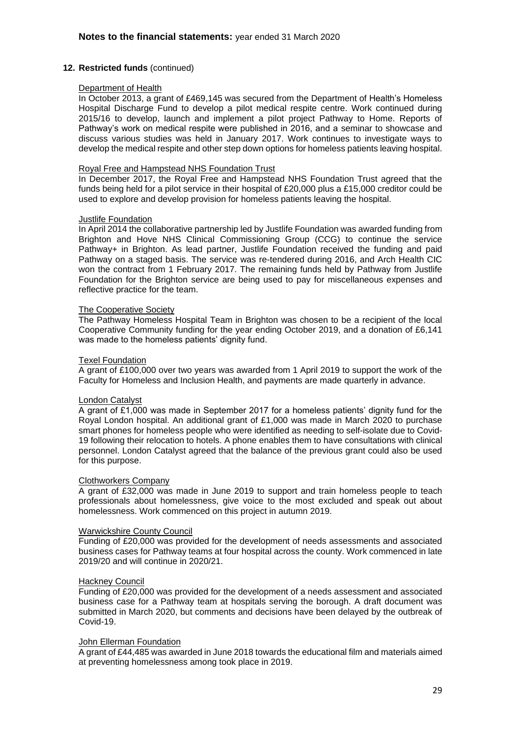## 12. Restricted funds (continued)

Department of Health

In October 2013, a grant of £469,145 was secured from the Department of Health's Homeless Hospital Discharge Fund to develop a pilot medical respite centre. Work continued during 2015/16 to develop, launch and implement a pilot project Pathway to Home. Reports of Pathway's work on medical respite were published in 2016, and a seminar to showcase and discuss various studies was held in January 2017. Work continues to investigate ways to develop the medical respite and other step down options for homeless patients leaving hospital.

Royal Free and Hampstead NHS Foundation Trust

In December 2017, the Royal Free and Hampstead NHS Foundation Trust agreed that the funds being held for a pilot service in their hospital of £20,000 plus a £15,000 creditor could be used to explore and develop provision for homeless patients leaving the hospital.

Justlife Foundation

In April 2014 the collaborative partnership led by Justlife Foundation was awarded funding from Brighton and Hove NHS Clinical Commissioning Group (CCG) to continue the service Pathway+ in Brighton. As lead partner, Justlife Foundation received the funding and paid Pathway on a staged basis. The service was re-tendered during 2016, and Arch Health CIC won the contract from 1 February 2017. The remaining funds held by Pathway from Justlife Foundation for the Brighton service are being used to pay for miscellaneous expenses and reflective practice for the team.

The Cooperative Society

The Pathway Homeless Hospital Team in Brighton was chosen to be a recipient of the local Cooperative Community funding for the year ending October 2019, and a donation of £6,141 was made to the homeless patients' dignity fund.

Texel Foundation

A grant of £100,000 over two years was awarded from 1 April 2019 to support the work of the Faculty for Homeless and Inclusion Health, and payments are made quarterly in advance.

London Catalyst

A grant of £1,000 was made in September 2017 for a homeless patients' dignity fund for the Royal London hospital. An additional grant of £1,000 was made in March 2020 to purchase smart phones for homeless people who were identified as needing to self-isolate due to Covid-19 following their relocation to hotels. A phone enables them to have consultations with clinical personnel. London Catalyst agreed that the balance of the previous grant could also be used for this purpose.

Clothworkers Company

A grant of £32,000 was made in June 2019 to support and train homeless people to teach professionals about homelessness, give voice to the most excluded and speak out about homelessness. Work commenced on this project in autumn 2019.

Warwickshire County Council

Funding of £20,000 was provided for the development of needs assessments and associated business cases for Pathway teams at four hospital across the county. Work commenced in late 2019/20 and will continue in 2020/21.

Hackney Council

Funding of £20,000 was provided for the development of a needs assessment and associated business case for a Pathway team at hospitals serving the borough. A draft document was submitted in March 2020, but comments and decisions have been delayed by the outbreak of Covid-19.

John Ellerman Foundation

A grant of £44,485 was awarded in June 2018 towards the educational film and materials aimed at preventing homelessness among took place in 2019.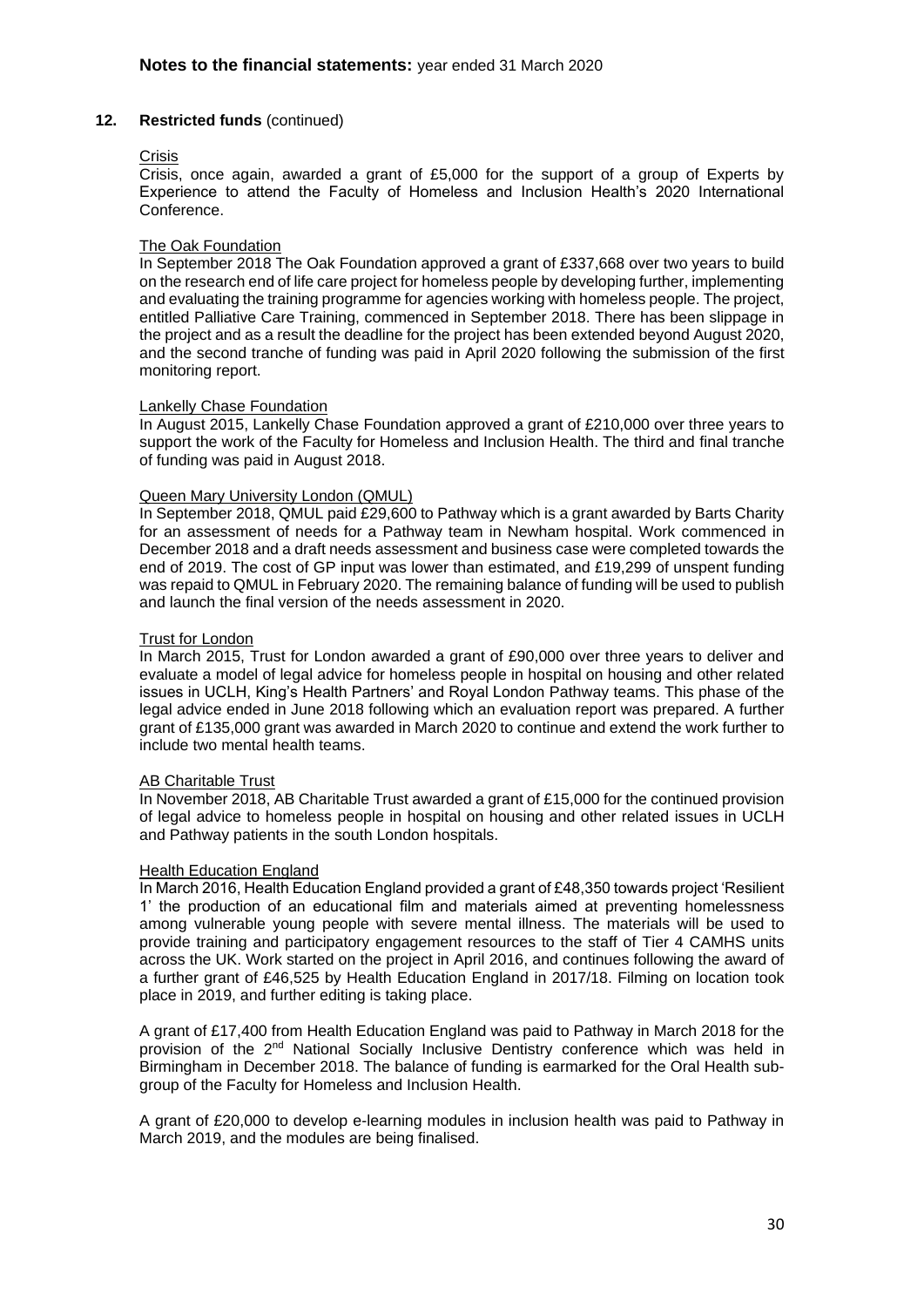## Notes to the financial statements: year ended 31 March 2020

### 12. Restricted funds (continued)

Crisis

Crisis, once again, awarded a grant of £5,000 for the support of a group of Experts by Experience to attend the Faculty of Homeless and Inclusion Health's 2020 International Conference.

The Oak Foundation

In September 2018 The Oak Foundation approved a grant of £337,668 over two years to build on the research end of life care project for homeless people by developing further, implementing and evaluating the training programme for agencies working with homeless people. The project, entitled Palliative Care Training, commenced in September 2018. There has been slippage in the project and as a result the deadline for the project has been extended beyond August 2020, and the second tranche of funding was paid in April 2020 following the submission of the first monitoring report.

Lankelly Chase Foundation

In August 2015, Lankelly Chase Foundation approved a grant of £210,000 over three years to support the work of the Faculty for Homeless and Inclusion Health. The third and final tranche of funding was paid in August 2018.

Queen Mary University London (QMUL)

In September 2018, QMUL paid £29,600 to Pathway which is a grant awarded by Barts Charity for an assessment of needs for a Pathway team in Newham hospital. Work commenced in December 2018 and a draft needs assessment and business case were completed towards the end of 2019. The cost of GP input was lower than estimated, and £19,299 of unspent funding was repaid to QMUL in February 2020. The remaining balance of funding will be used to publish and launch the final version of the needs assessment in 2020.

Trust for London

In March 2015, Trust for London awarded a grant of £90,000 over three years to deliver and evaluate a model of legal advice for homeless people in hospital on housing and other related issues in UCLH, King's Health Partners' and Royal London Pathway teams. This phase of the legal advice ended in June 2018 following which an evaluation report was prepared. A further grant of £135,000 grant was awarded in March 2020 to continue and extend the work further to include two mental health teams.

AB Charitable Trust

In November 2018, AB Charitable Trust awarded a grant of £15,000 for the continued provision of legal advice to homeless people in hospital on housing and other related issues in UCLH and Pathway patients in the south London hospitals.

Health Education England

In March 2016, Health Education England provided a grant of £48,350 towards project 'Resilient 1' the production of an educational film and materials aimed at preventing homelessness among vulnerable young people with severe mental illness. The materials will be used to provide training and participatory engagement resources to the staff of Tier 4 CAMHS units across the UK. Work started on the project in April 2016, and continues following the award of a further grant of £46,525 by Health Education England in 2017/18. Filming on location took place in 2019, and further editing is taking place.

A grant of £17,400 from Health Education England was paid to Pathway in March 2018 for the provision of the 2nd National Socially Inclusive Dentistry conference which was held in Birmingham in December 2018. The balance of funding is earmarked for the Oral Health sub-group of the Faculty for Homeless and Inclusion Health.

A grant of £20,000 to develop e-learning modules in inclusion health was paid to Pathway in March 2019, and the modules are being finalised.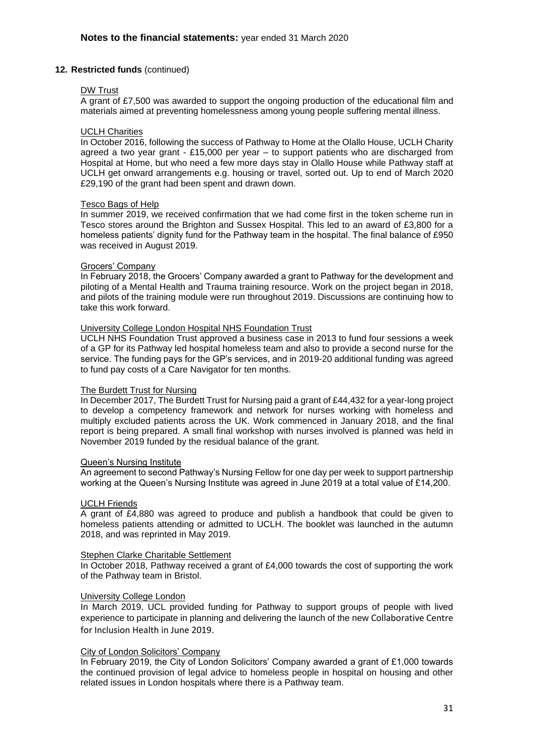**Notes to the financial statements:** year ended 31 March 2020

## 12. Restricted funds (continued)

DW Trust

A grant of £7,500 was awarded to support the ongoing production of the educational film and materials aimed at preventing homelessness among young people suffering mental illness.

UCLH Charities

In October 2016, following the success of Pathway to Home at the Olallo House, UCLH Charity agreed a two year grant - £15,000 per year – to support patients who are discharged from Hospital at Home, but who need a few more days stay in Olallo House while Pathway staff at UCLH get onward arrangements e.g. housing or travel, sorted out. Up to end of March 2020 £29,190 of the grant had been spent and drawn down.

Tesco Bags of Help

In summer 2019, we received confirmation that we had come first in the token scheme run in Tesco stores around the Brighton and Sussex Hospital. This led to an award of £3,800 for a homeless patients' dignity fund for the Pathway team in the hospital. The final balance of £950 was received in August 2019.

Grocers' Company

In February 2018, the Grocers' Company awarded a grant to Pathway for the development and piloting of a Mental Health and Trauma training resource. Work on the project began in 2018, and pilots of the training module were run throughout 2019. Discussions are continuing how to take this work forward.

University College London Hospital NHS Foundation Trust

UCLH NHS Foundation Trust approved a business case in 2013 to fund four sessions a week of a GP for its Pathway led hospital homeless team and also to provide a second nurse for the service. The funding pays for the GP's services, and in 2019-20 additional funding was agreed to fund pay costs of a Care Navigator for ten months.

The Burdett Trust for Nursing

In December 2017, The Burdett Trust for Nursing paid a grant of £44,432 for a year-long project to develop a competency framework and network for nurses working with homeless and multiply excluded patients across the UK. Work commenced in January 2018, and the final report is being prepared. A small final workshop with nurses involved is planned was held in November 2019 funded by the residual balance of the grant.

Queen's Nursing Institute

An agreement to second Pathway's Nursing Fellow for one day per week to support partnership working at the Queen's Nursing Institute was agreed in June 2019 at a total value of £14,200.

UCLH Friends

A grant of £4,880 was agreed to produce and publish a handbook that could be given to homeless patients attending or admitted to UCLH. The booklet was launched in the autumn 2018, and was reprinted in May 2019.

Stephen Clarke Charitable Settlement

In October 2018, Pathway received a grant of £4,000 towards the cost of supporting the work of the Pathway team in Bristol.

University College London

In March 2019, UCL provided funding for Pathway to support groups of people with lived experience to participate in planning and delivering the launch of the new Collaborative Centre for Inclusion Health in June 2019.

City of London Solicitors' Company

In February 2019, the City of London Solicitors' Company awarded a grant of £1,000 towards the continued provision of legal advice to homeless people in hospital on housing and other related issues in London hospitals where there is a Pathway team.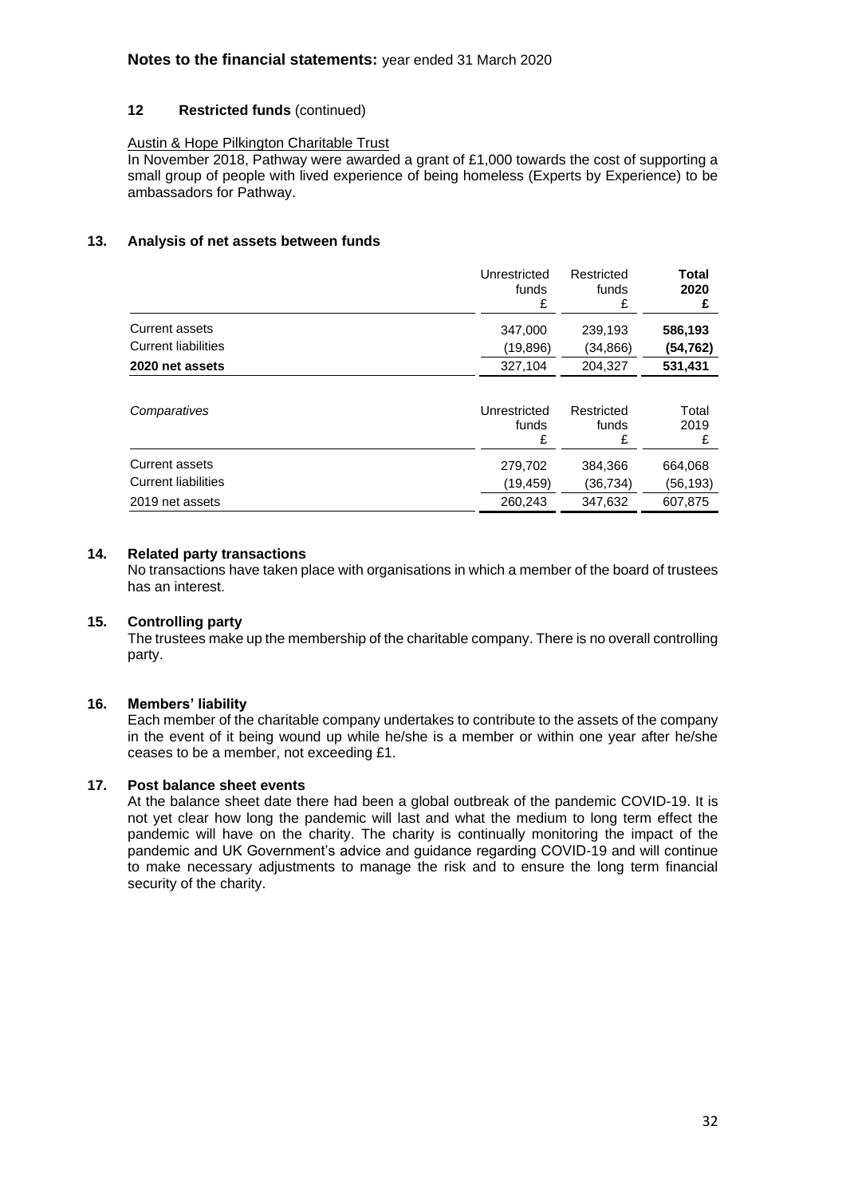**Notes to the financial statements:** year ended 31 March 2020

## 12 Restricted funds (continued)

Austin & Hope Pilkington Charitable Trust

In November 2018, Pathway were awarded a grant of £1,000 towards the cost of supporting a small group of people with lived experience of being homeless (Experts by Experience) to be ambassadors for Pathway.

## 13. Analysis of net assets between funds

| | Unrestricted funds £ | Restricted funds £ | **Total 2020 £** |
|---|---|---|---|
| Current assets | 347,000 | 239,193 | **586,193** |
| Current liabilities | (19,896) | (34,866) | **(54,762)** |
| **2020 net assets** | 327,104 | 204,327 | **531,431** |

| *Comparatives* | Unrestricted funds £ | Restricted funds £ | Total 2019 £ |
|---|---|---|---|
| Current assets | 279,702 | 384,366 | 664,068 |
| Current liabilities | (19,459) | (36,734) | (56,193) |
| 2019 net assets | 260,243 | 347,632 | 607,875 |

## 14. Related party transactions

No transactions have taken place with organisations in which a member of the board of trustees has an interest.

## 15. Controlling party

The trustees make up the membership of the charitable company. There is no overall controlling party.

## 16. Members' liability

Each member of the charitable company undertakes to contribute to the assets of the company in the event of it being wound up while he/she is a member or within one year after he/she ceases to be a member, not exceeding £1.

## 17. Post balance sheet events

At the balance sheet date there had been a global outbreak of the pandemic COVID-19. It is not yet clear how long the pandemic will last and what the medium to long term effect the pandemic will have on the charity. The charity is continually monitoring the impact of the pandemic and UK Government's advice and guidance regarding COVID-19 and will continue to make necessary adjustments to manage the risk and to ensure the long term financial security of the charity.